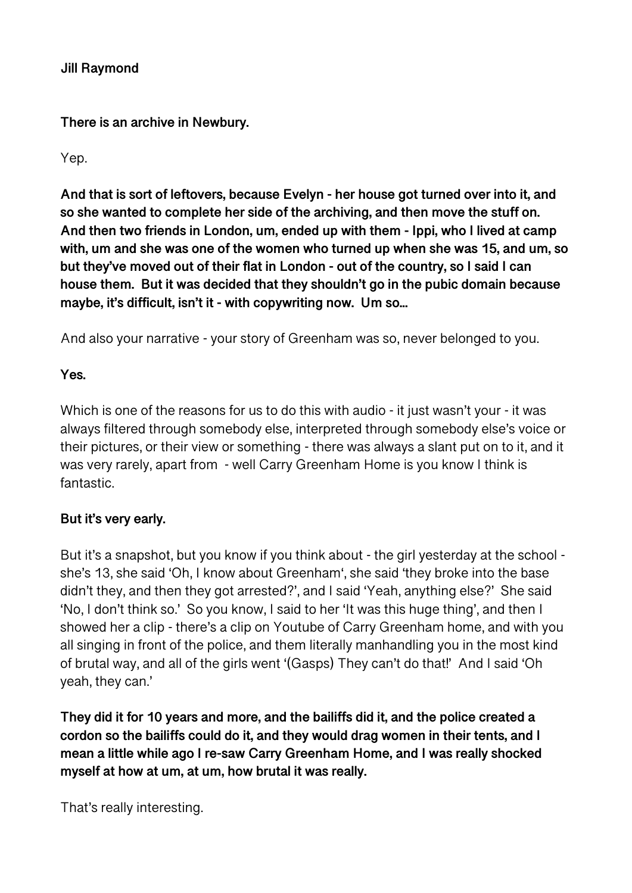**Jill Raymond**

**There is an archive in Newbury.**

Yep.

**And that is sort of leftovers, because Evelyn - her house got turned over into it, and so she wanted to complete her side of the archiving, and then move the stuff on. And then two friends in London, um, ended up with them - Ippi, who I lived at camp with, um and she was one of the women who turned up when she was 15, and um, so but they've moved out of their flat in London - out of the country, so I said I can house them. But it was decided that they shouldn't go in the pubic domain because maybe, it's difficult, isn't it - with copywriting now. Um so…**

And also your narrative - your story of Greenham was so, never belonged to you.

**Yes.**

Which is one of the reasons for us to do this with audio - it just wasn't your - it was always filtered through somebody else, interpreted through somebody else's voice or their pictures, or their view or something - there was always a slant put on to it, and it was very rarely, apart from - well Carry Greenham Home is you know I think is fantastic.

**But it's very early.**

But it's a snapshot, but you know if you think about - the girl yesterday at the school - she's 13, she said 'Oh, I know about Greenham', she said 'they broke into the base didn't they, and then they got arrested?', and I said 'Yeah, anything else?' She said 'No, I don't think so.' So you know, I said to her 'It was this huge thing', and then I showed her a clip - there's a clip on Youtube of Carry Greenham home, and with you all singing in front of the police, and them literally manhandling you in the most kind of brutal way, and all of the girls went '(Gasps) They can't do that!' And I said 'Oh yeah, they can.'

**They did it for 10 years and more, and the bailiffs did it, and the police created a cordon so the bailiffs could do it, and they would drag women in their tents, and I mean a little while ago I re-saw Carry Greenham Home, and I was really shocked myself at how at um, at um, how brutal it was really.**

That's really interesting.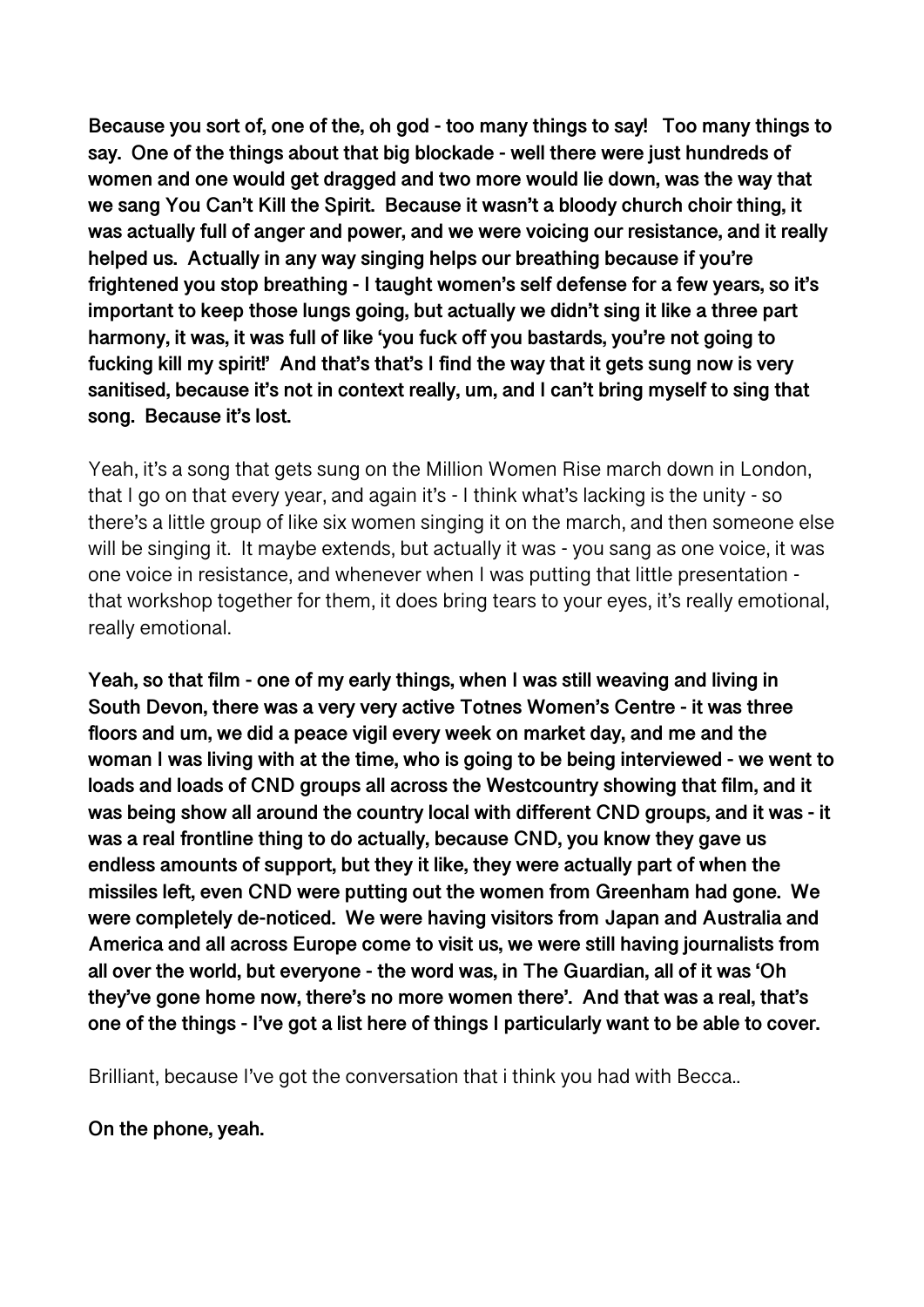**Because you sort of, one of the, oh god - too many things to say! Too many things to say. One of the things about that big blockade - well there were just hundreds of women and one would get dragged and two more would lie down, was the way that we sang You Can't Kill the Spirit. Because it wasn't a bloody church choir thing, it was actually full of anger and power, and we were voicing our resistance, and it really helped us. Actually in any way singing helps our breathing because if you're frightened you stop breathing - I taught women's self defense for a few years, so it's important to keep those lungs going, but actually we didn't sing it like a three part harmony, it was, it was full of like 'you fuck off you bastards, you're not going to fucking kill my spirit!' And that's that's I find the way that it gets sung now is very sanitised, because it's not in context really, um, and I can't bring myself to sing that song. Because it's lost.**

Yeah, it's a song that gets sung on the Million Women Rise march down in London, that I go on that every year, and again it's - I think what's lacking is the unity - so there's a little group of like six women singing it on the march, and then someone else will be singing it. It maybe extends, but actually it was - you sang as one voice, it was one voice in resistance, and whenever when I was putting that little presentation - that workshop together for them, it does bring tears to your eyes, it's really emotional, really emotional.

**Yeah, so that film - one of my early things, when I was still weaving and living in South Devon, there was a very very active Totnes Women's Centre - it was three floors and um, we did a peace vigil every week on market day, and me and the woman I was living with at the time, who is going to be being interviewed - we went to loads and loads of CND groups all across the Westcountry showing that film, and it was being show all around the country local with different CND groups, and it was - it was a real frontline thing to do actually, because CND, you know they gave us endless amounts of support, but they it like, they were actually part of when the missiles left, even CND were putting out the women from Greenham had gone. We were completely de-noticed. We were having visitors from Japan and Australia and America and all across Europe come to visit us, we were still having journalists from all over the world, but everyone - the word was, in The Guardian, all of it was 'Oh they've gone home now, there's no more women there'. And that was a real, that's one of the things - I've got a list here of things I particularly want to be able to cover.**

Brilliant, because I've got the conversation that i think you had with Becca..

**On the phone, yeah.**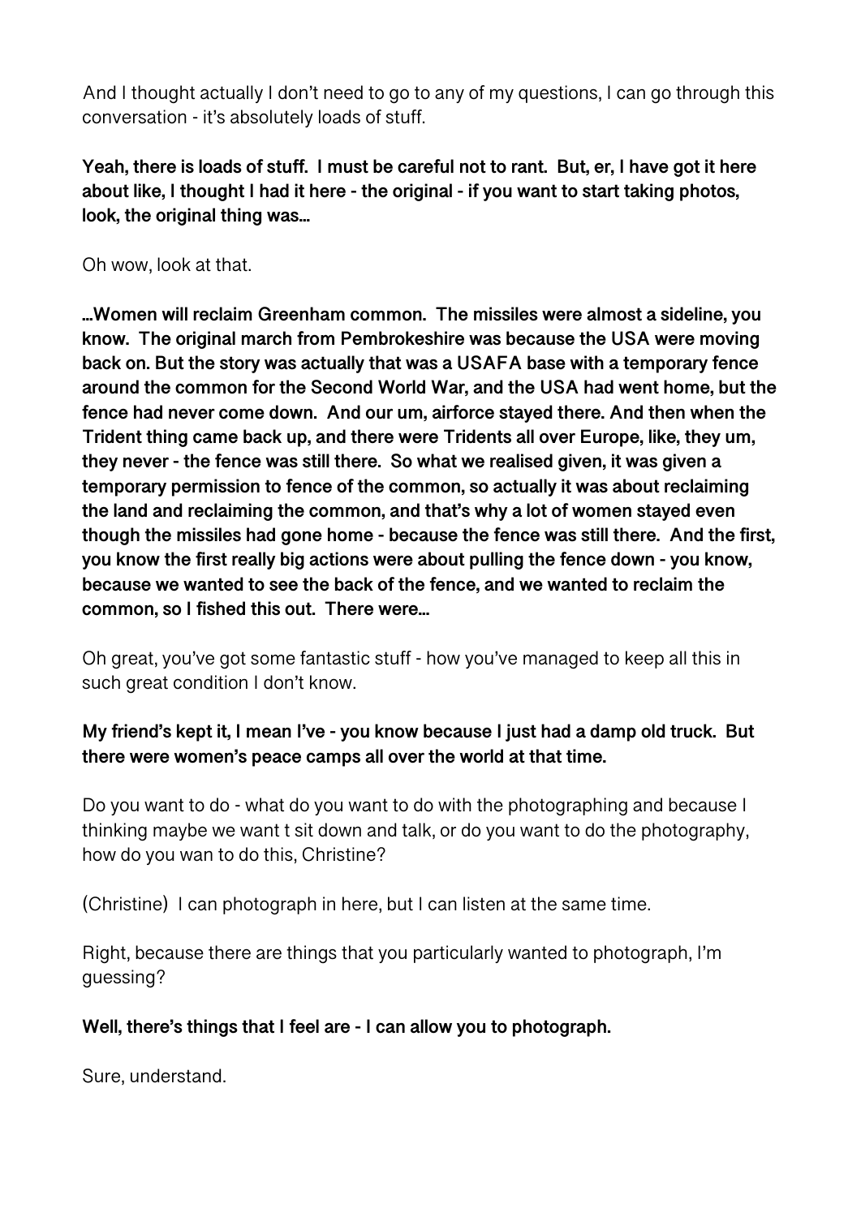And I thought actually I don't need to go to any of my questions, I can go through this conversation - it's absolutely loads of stuff.

**Yeah, there is loads of stuff. I must be careful not to rant. But, er, I have got it here about like, I thought I had it here - the original - if you want to start taking photos, look, the original thing was…**

Oh wow, look at that.

**…Women will reclaim Greenham common. The missiles were almost a sideline, you know. The original march from Pembrokeshire was because the USA were moving back on. But the story was actually that was a USAFA base with a temporary fence around the common for the Second World War, and the USA had went home, but the fence had never come down. And our um, airforce stayed there. And then when the Trident thing came back up, and there were Tridents all over Europe, like, they um, they never - the fence was still there. So what we realised given, it was given a temporary permission to fence of the common, so actually it was about reclaiming the land and reclaiming the common, and that's why a lot of women stayed even though the missiles had gone home - because the fence was still there. And the first, you know the first really big actions were about pulling the fence down - you know, because we wanted to see the back of the fence, and we wanted to reclaim the common, so I fished this out. There were…**

Oh great, you've got some fantastic stuff - how you've managed to keep all this in such great condition I don't know.

**My friend's kept it, I mean I've - you know because I just had a damp old truck. But there were women's peace camps all over the world at that time.**

Do you want to do - what do you want to do with the photographing and because I thinking maybe we want t sit down and talk, or do you want to do the photography, how do you wan to do this, Christine?

(Christine) I can photograph in here, but I can listen at the same time.

Right, because there are things that you particularly wanted to photograph, I'm guessing?

**Well, there's things that I feel are - I can allow you to photograph.**

Sure, understand.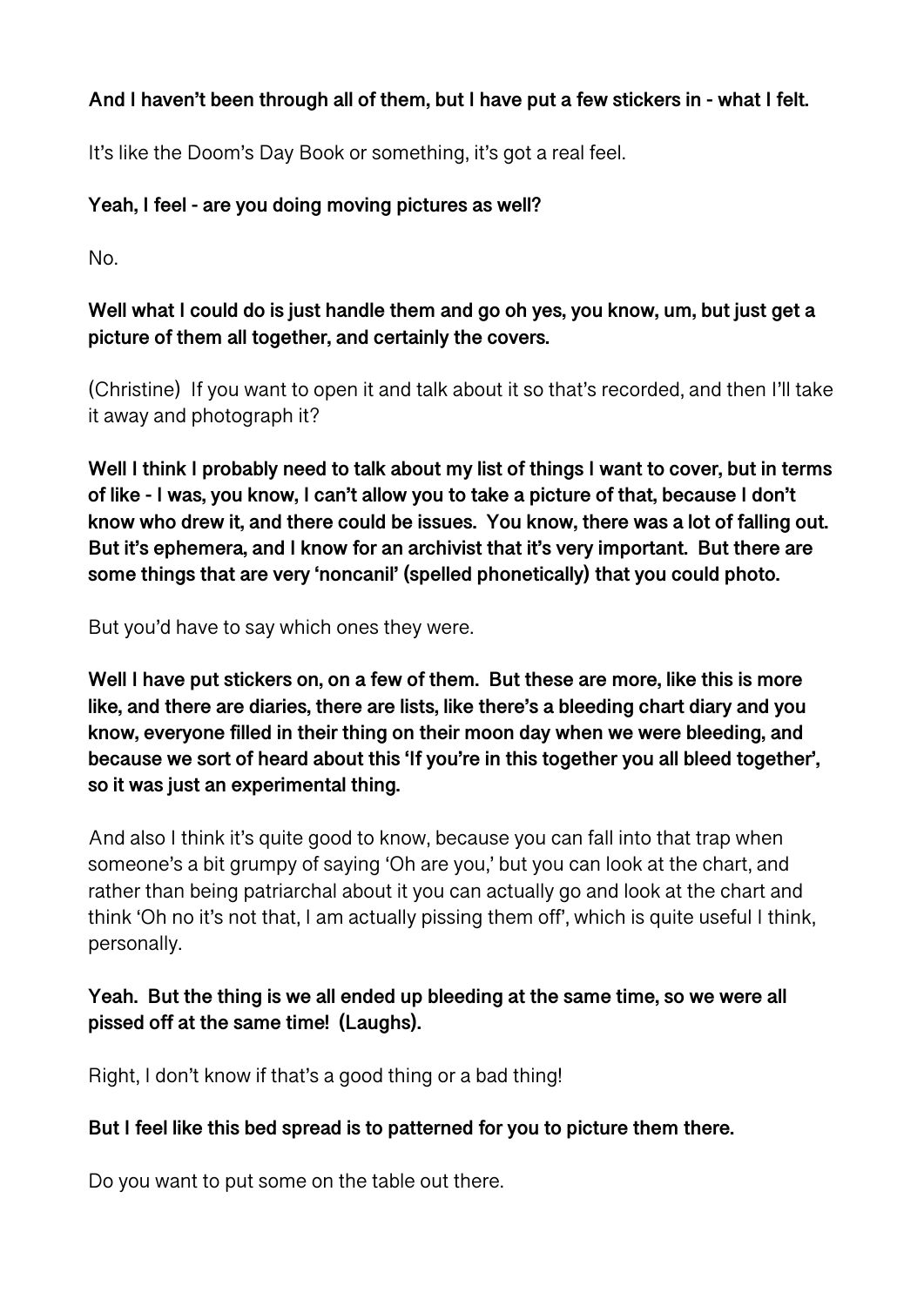**And I haven't been through all of them, but I have put a few stickers in - what I felt.**

It's like the Doom's Day Book or something, it's got a real feel.

**Yeah, I feel - are you doing moving pictures as well?**

No.

**Well what I could do is just handle them and go oh yes, you know, um, but just get a picture of them all together, and certainly the covers.**

(Christine) If you want to open it and talk about it so that's recorded, and then I'll take it away and photograph it?

**Well I think I probably need to talk about my list of things I want to cover, but in terms of like - I was, you know, I can't allow you to take a picture of that, because I don't know who drew it, and there could be issues. You know, there was a lot of falling out. But it's ephemera, and I know for an archivist that it's very important. But there are some things that are very 'noncanil' (spelled phonetically) that you could photo.**

But you'd have to say which ones they were.

**Well I have put stickers on, on a few of them. But these are more, like this is more like, and there are diaries, there are lists, like there's a bleeding chart diary and you know, everyone filled in their thing on their moon day when we were bleeding, and because we sort of heard about this 'If you're in this together you all bleed together', so it was just an experimental thing.**

And also I think it's quite good to know, because you can fall into that trap when someone's a bit grumpy of saying 'Oh are you,' but you can look at the chart, and rather than being patriarchal about it you can actually go and look at the chart and think 'Oh no it's not that, I am actually pissing them off', which is quite useful I think, personally.

**Yeah. But the thing is we all ended up bleeding at the same time, so we were all pissed off at the same time! (Laughs).**

Right, I don't know if that's a good thing or a bad thing!

**But I feel like this bed spread is to patterned for you to picture them there.**

Do you want to put some on the table out there.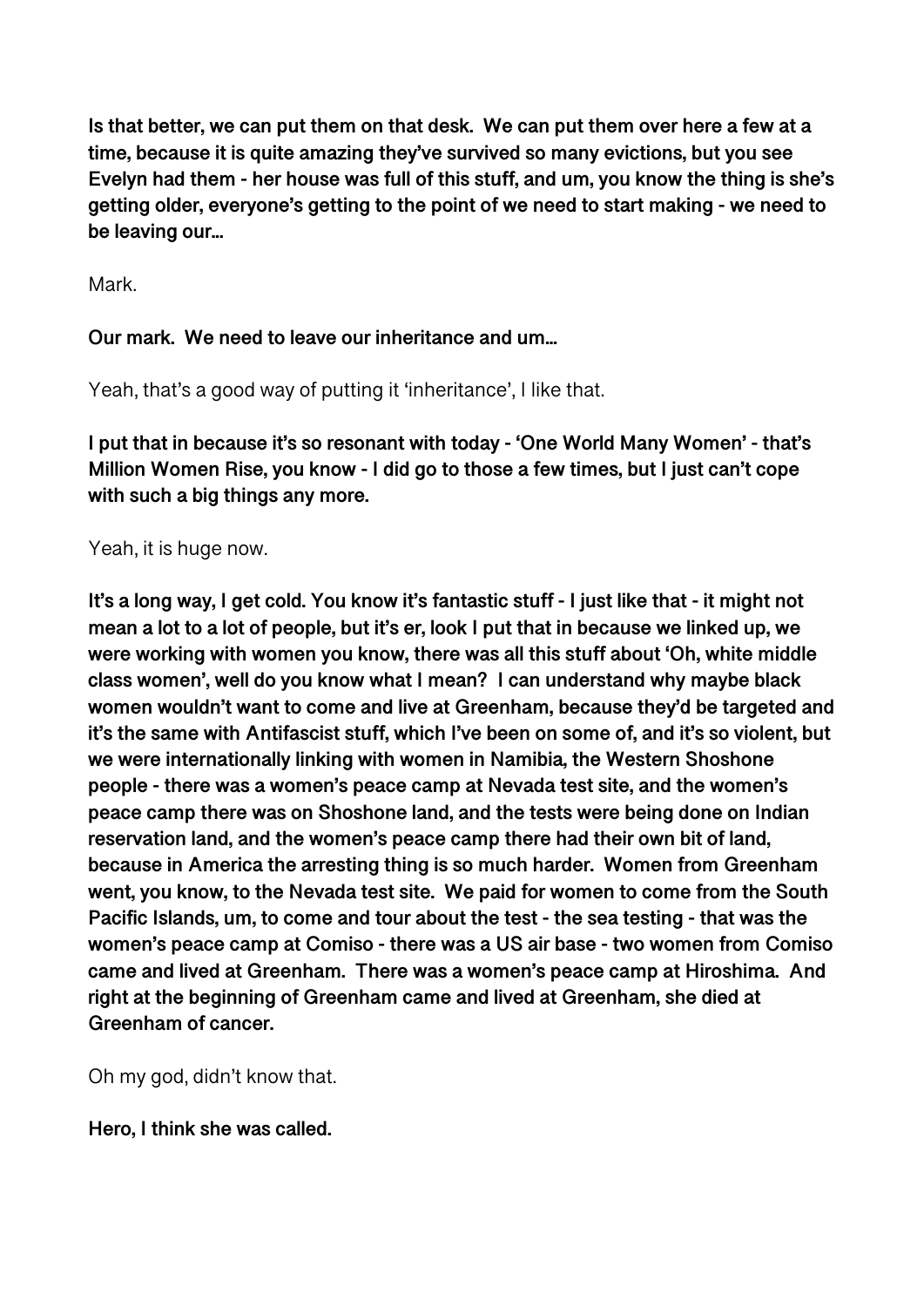**Is that better, we can put them on that desk. We can put them over here a few at a time, because it is quite amazing they've survived so many evictions, but you see Evelyn had them - her house was full of this stuff, and um, you know the thing is she's getting older, everyone's getting to the point of we need to start making - we need to be leaving our…**

Mark.

**Our mark. We need to leave our inheritance and um…**

Yeah, that's a good way of putting it 'inheritance', I like that.

**I put that in because it's so resonant with today - 'One World Many Women' - that's Million Women Rise, you know - I did go to those a few times, but I just can't cope with such a big things any more.**

Yeah, it is huge now.

**It's a long way, I get cold. You know it's fantastic stuff - I just like that - it might not mean a lot to a lot of people, but it's er, look I put that in because we linked up, we were working with women you know, there was all this stuff about 'Oh, white middle class women', well do you know what I mean? I can understand why maybe black women wouldn't want to come and live at Greenham, because they'd be targeted and it's the same with Antifascist stuff, which I've been on some of, and it's so violent, but we were internationally linking with women in Namibia, the Western Shoshone people - there was a women's peace camp at Nevada test site, and the women's peace camp there was on Shoshone land, and the tests were being done on Indian reservation land, and the women's peace camp there had their own bit of land, because in America the arresting thing is so much harder. Women from Greenham went, you know, to the Nevada test site. We paid for women to come from the South Pacific Islands, um, to come and tour about the test - the sea testing - that was the women's peace camp at Comiso - there was a US air base - two women from Comiso came and lived at Greenham. There was a women's peace camp at Hiroshima. And right at the beginning of Greenham came and lived at Greenham, she died at Greenham of cancer.**

Oh my god, didn't know that.

**Hero, I think she was called.**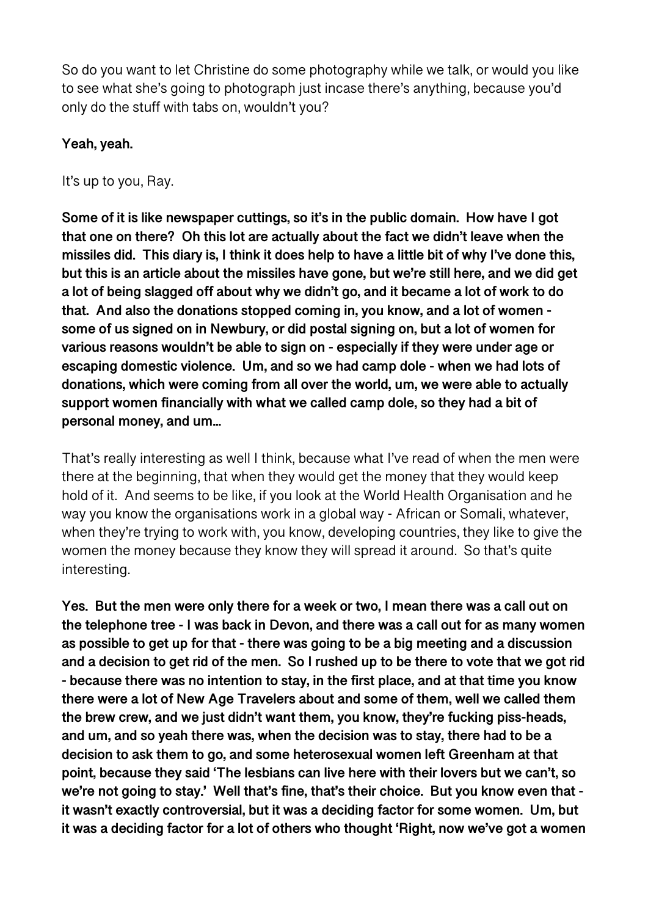So do you want to let Christine do some photography while we talk, or would you like to see what she's going to photograph just incase there's anything, because you'd only do the stuff with tabs on, wouldn't you?

**Yeah, yeah.**

It's up to you, Ray.

**Some of it is like newspaper cuttings, so it's in the public domain. How have I got that one on there? Oh this lot are actually about the fact we didn't leave when the missiles did. This diary is, I think it does help to have a little bit of why I've done this, but this is an article about the missiles have gone, but we're still here, and we did get a lot of being slagged off about why we didn't go, and it became a lot of work to do that. And also the donations stopped coming in, you know, and a lot of women - some of us signed on in Newbury, or did postal signing on, but a lot of women for various reasons wouldn't be able to sign on - especially if they were under age or escaping domestic violence. Um, and so we had camp dole - when we had lots of donations, which were coming from all over the world, um, we were able to actually support women financially with what we called camp dole, so they had a bit of personal money, and um…**

That's really interesting as well I think, because what I've read of when the men were there at the beginning, that when they would get the money that they would keep hold of it. And seems to be like, if you look at the World Health Organisation and he way you know the organisations work in a global way - African or Somali, whatever, when they're trying to work with, you know, developing countries, they like to give the women the money because they know they will spread it around. So that's quite interesting.

**Yes. But the men were only there for a week or two, I mean there was a call out on the telephone tree - I was back in Devon, and there was a call out for as many women as possible to get up for that - there was going to be a big meeting and a discussion and a decision to get rid of the men. So I rushed up to be there to vote that we got rid - because there was no intention to stay, in the first place, and at that time you know there were a lot of New Age Travelers about and some of them, well we called them the brew crew, and we just didn't want them, you know, they're fucking piss-heads, and um, and so yeah there was, when the decision was to stay, there had to be a decision to ask them to go, and some heterosexual women left Greenham at that point, because they said 'The lesbians can live here with their lovers but we can't, so we're not going to stay.' Well that's fine, that's their choice. But you know even that - it wasn't exactly controversial, but it was a deciding factor for some women. Um, but it was a deciding factor for a lot of others who thought 'Right, now we've got a women**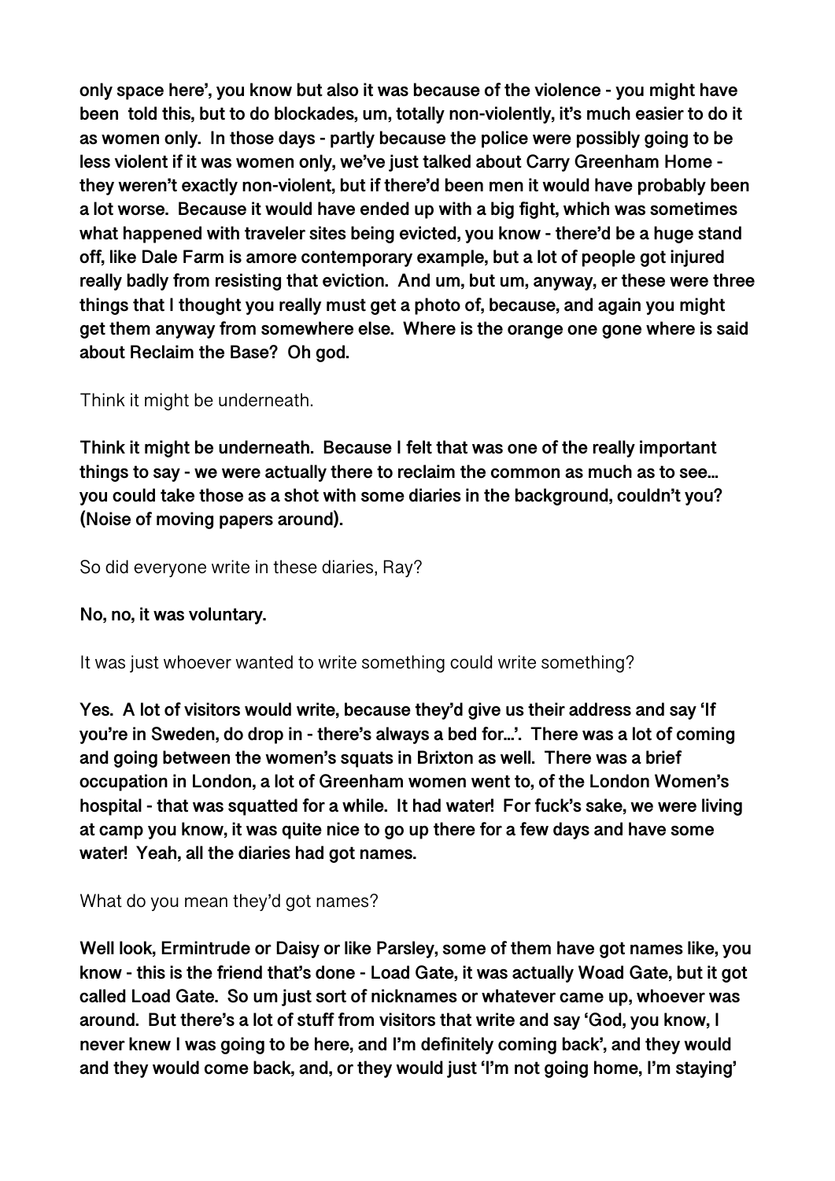**only space here', you know but also it was because of the violence - you might have been told this, but to do blockades, um, totally non-violently, it's much easier to do it as women only. In those days - partly because the police were possibly going to be less violent if it was women only, we've just talked about Carry Greenham Home - they weren't exactly non-violent, but if there'd been men it would have probably been a lot worse. Because it would have ended up with a big fight, which was sometimes what happened with traveler sites being evicted, you know - there'd be a huge stand off, like Dale Farm is amore contemporary example, but a lot of people got injured really badly from resisting that eviction. And um, but um, anyway, er these were three things that I thought you really must get a photo of, because, and again you might get them anyway from somewhere else. Where is the orange one gone where is said about Reclaim the Base? Oh god.**

Think it might be underneath.

**Think it might be underneath. Because I felt that was one of the really important things to say - we were actually there to reclaim the common as much as to see... you could take those as a shot with some diaries in the background, couldn't you? (Noise of moving papers around).**

So did everyone write in these diaries, Ray?

**No, no, it was voluntary.**

It was just whoever wanted to write something could write something?

**Yes. A lot of visitors would write, because they'd give us their address and say 'If you're in Sweden, do drop in - there's always a bed for...'. There was a lot of coming and going between the women's squats in Brixton as well. There was a brief occupation in London, a lot of Greenham women went to, of the London Women's hospital - that was squatted for a while. It had water! For fuck's sake, we were living at camp you know, it was quite nice to go up there for a few days and have some water! Yeah, all the diaries had got names.**

What do you mean they'd got names?

**Well look, Ermintrude or Daisy or like Parsley, some of them have got names like, you know - this is the friend that's done - Load Gate, it was actually Woad Gate, but it got called Load Gate. So um just sort of nicknames or whatever came up, whoever was around. But there's a lot of stuff from visitors that write and say 'God, you know, I never knew I was going to be here, and I'm definitely coming back', and they would and they would come back, and, or they would just 'I'm not going home, I'm staying'**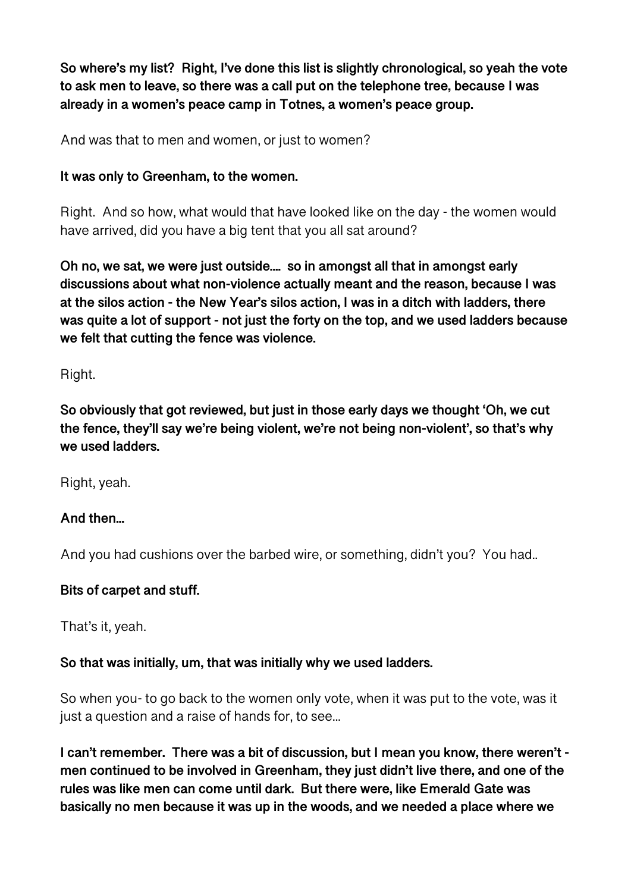**So where's my list? Right, I've done this list is slightly chronological, so yeah the vote to ask men to leave, so there was a call put on the telephone tree, because I was already in a women's peace camp in Totnes, a women's peace group.**

And was that to men and women, or just to women?

**It was only to Greenham, to the women.**

Right. And so how, what would that have looked like on the day - the women would have arrived, did you have a big tent that you all sat around?

**Oh no, we sat, we were just outside.... so in amongst all that in amongst early discussions about what non-violence actually meant and the reason, because I was at the silos action - the New Year's silos action, I was in a ditch with ladders, there was quite a lot of support - not just the forty on the top, and we used ladders because we felt that cutting the fence was violence.**

Right.

**So obviously that got reviewed, but just in those early days we thought 'Oh, we cut the fence, they'll say we're being violent, we're not being non-violent', so that's why we used ladders.**

Right, yeah.

**And then...**

And you had cushions over the barbed wire, or something, didn't you? You had..

**Bits of carpet and stuff.**

That's it, yeah.

**So that was initially, um, that was initially why we used ladders.**

So when you- to go back to the women only vote, when it was put to the vote, was it just a question and a raise of hands for, to see...

**I can't remember. There was a bit of discussion, but I mean you know, there weren't - men continued to be involved in Greenham, they just didn't live there, and one of the rules was like men can come until dark. But there were, like Emerald Gate was basically no men because it was up in the woods, and we needed a place where we**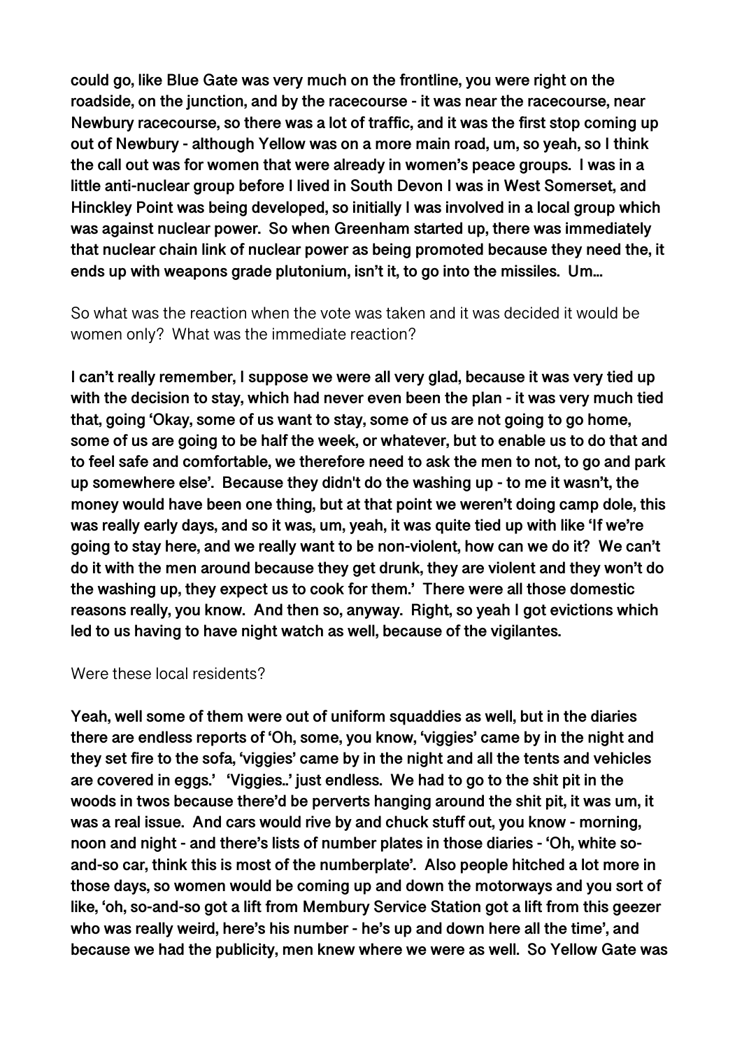**could go, like Blue Gate was very much on the frontline, you were right on the roadside, on the junction, and by the racecourse - it was near the racecourse, near Newbury racecourse, so there was a lot of traffic, and it was the first stop coming up out of Newbury - although Yellow was on a more main road, um, so yeah, so I think the call out was for women that were already in women's peace groups. I was in a little anti-nuclear group before I lived in South Devon I was in West Somerset, and Hinckley Point was being developed, so initially I was involved in a local group which was against nuclear power. So when Greenham started up, there was immediately that nuclear chain link of nuclear power as being promoted because they need the, it ends up with weapons grade plutonium, isn't it, to go into the missiles. Um...**

So what was the reaction when the vote was taken and it was decided it would be women only? What was the immediate reaction?

**I can't really remember, I suppose we were all very glad, because it was very tied up with the decision to stay, which had never even been the plan - it was very much tied that, going 'Okay, some of us want to stay, some of us are not going to go home, some of us are going to be half the week, or whatever, but to enable us to do that and to feel safe and comfortable, we therefore need to ask the men to not, to go and park up somewhere else'. Because they didn't do the washing up - to me it wasn't, the money would have been one thing, but at that point we weren't doing camp dole, this was really early days, and so it was, um, yeah, it was quite tied up with like 'If we're going to stay here, and we really want to be non-violent, how can we do it? We can't do it with the men around because they get drunk, they are violent and they won't do the washing up, they expect us to cook for them.' There were all those domestic reasons really, you know. And then so, anyway. Right, so yeah I got evictions which led to us having to have night watch as well, because of the vigilantes.**

Were these local residents?

**Yeah, well some of them were out of uniform squaddies as well, but in the diaries there are endless reports of 'Oh, some, you know, 'viggies' came by in the night and they set fire to the sofa, 'viggies' came by in the night and all the tents and vehicles are covered in eggs.' 'Viggies..' just endless. We had to go to the shit pit in the woods in twos because there'd be perverts hanging around the shit pit, it was um, it was a real issue. And cars would rive by and chuck stuff out, you know - morning, noon and night - and there's lists of number plates in those diaries - 'Oh, white so-and-so car, think this is most of the numberplate'. Also people hitched a lot more in those days, so women would be coming up and down the motorways and you sort of like, 'oh, so-and-so got a lift from Membury Service Station got a lift from this geezer who was really weird, here's his number - he's up and down here all the time', and because we had the publicity, men knew where we were as well. So Yellow Gate was**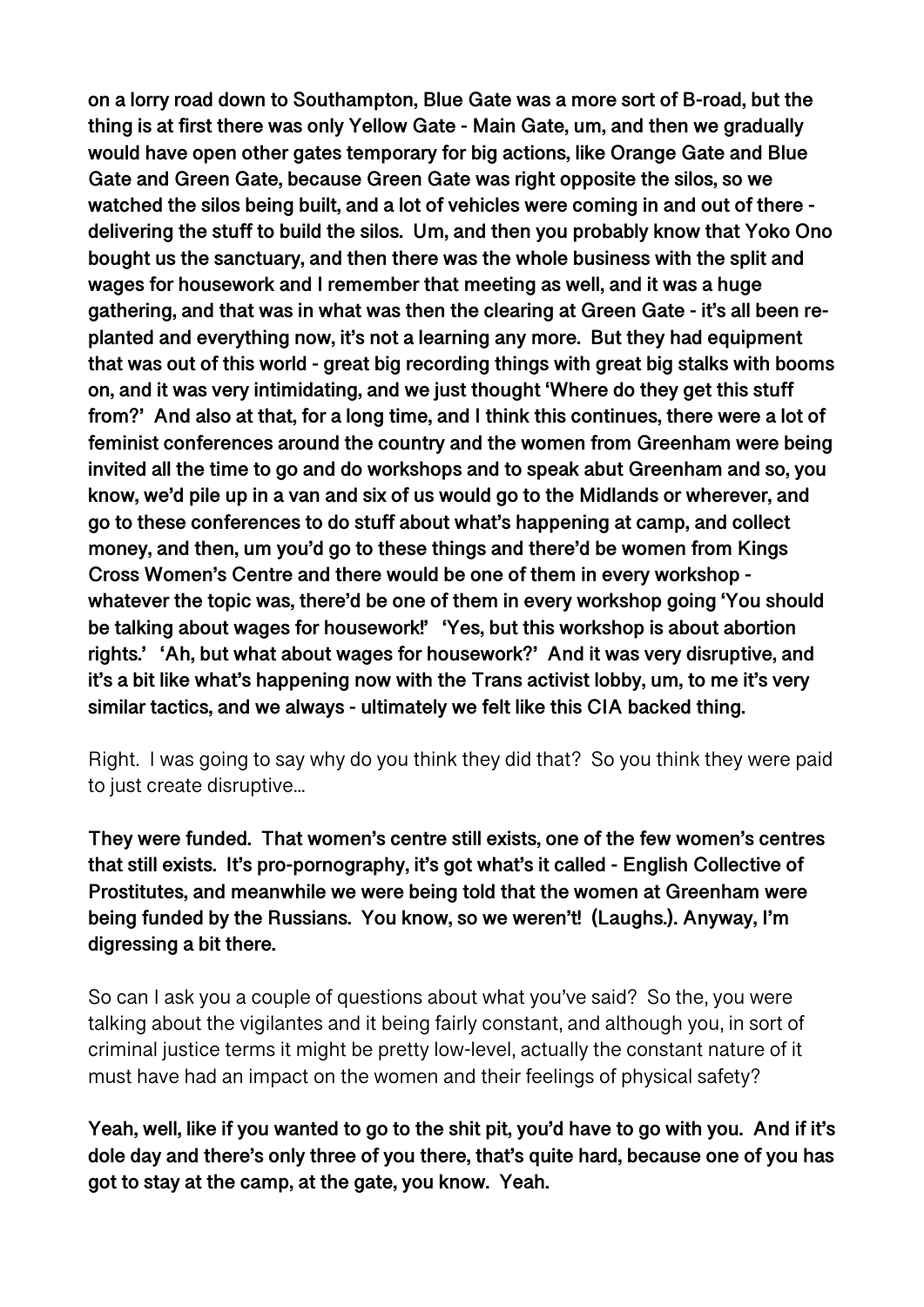**on a lorry road down to Southampton, Blue Gate was a more sort of B-road, but the thing is at first there was only Yellow Gate - Main Gate, um, and then we gradually would have open other gates temporary for big actions, like Orange Gate and Blue Gate and Green Gate, because Green Gate was right opposite the silos, so we watched the silos being built, and a lot of vehicles were coming in and out of there - delivering the stuff to build the silos. Um, and then you probably know that Yoko Ono bought us the sanctuary, and then there was the whole business with the split and wages for housework and I remember that meeting as well, and it was a huge gathering, and that was in what was then the clearing at Green Gate - it's all been re-planted and everything now, it's not a learning any more. But they had equipment that was out of this world - great big recording things with great big stalks with booms on, and it was very intimidating, and we just thought 'Where do they get this stuff from?' And also at that, for a long time, and I think this continues, there were a lot of feminist conferences around the country and the women from Greenham were being invited all the time to go and do workshops and to speak abut Greenham and so, you know, we'd pile up in a van and six of us would go to the Midlands or wherever, and go to these conferences to do stuff about what's happening at camp, and collect money, and then, um you'd go to these things and there'd be women from Kings Cross Women's Centre and there would be one of them in every workshop - whatever the topic was, there'd be one of them in every workshop going 'You should be talking about wages for housework!' 'Yes, but this workshop is about abortion rights.' 'Ah, but what about wages for housework?' And it was very disruptive, and it's a bit like what's happening now with the Trans activist lobby, um, to me it's very similar tactics, and we always - ultimately we felt like this CIA backed thing.**

Right. I was going to say why do you think they did that? So you think they were paid to just create disruptive...

**They were funded. That women's centre still exists, one of the few women's centres that still exists. It's pro-pornography, it's got what's it called - English Collective of Prostitutes, and meanwhile we were being told that the women at Greenham were being funded by the Russians. You know, so we weren't! (Laughs.). Anyway, I'm digressing a bit there.**

So can I ask you a couple of questions about what you've said? So the, you were talking about the vigilantes and it being fairly constant, and although you, in sort of criminal justice terms it might be pretty low-level, actually the constant nature of it must have had an impact on the women and their feelings of physical safety?

**Yeah, well, like if you wanted to go to the shit pit, you'd have to go with you. And if it's dole day and there's only three of you there, that's quite hard, because one of you has got to stay at the camp, at the gate, you know. Yeah.**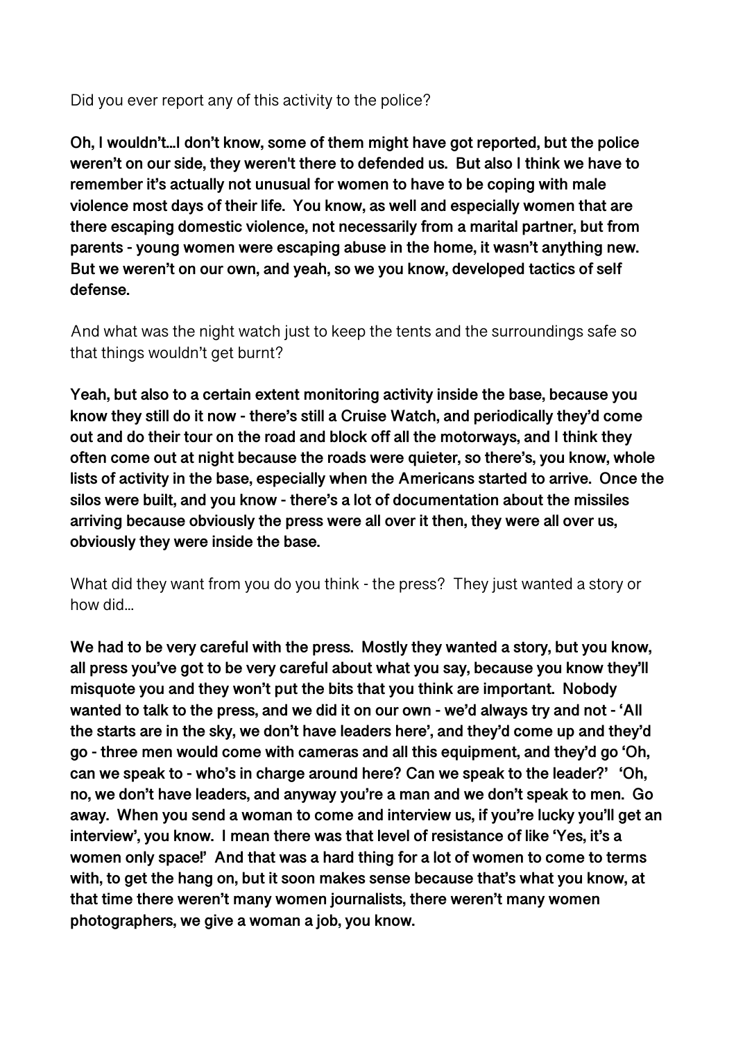Did you ever report any of this activity to the police?

**Oh, I wouldn't...I don't know, some of them might have got reported, but the police weren't on our side, they weren't there to defended us. But also I think we have to remember it's actually not unusual for women to have to be coping with male violence most days of their life. You know, as well and especially women that are there escaping domestic violence, not necessarily from a marital partner, but from parents - young women were escaping abuse in the home, it wasn't anything new. But we weren't on our own, and yeah, so we you know, developed tactics of self defense.**

And what was the night watch just to keep the tents and the surroundings safe so that things wouldn't get burnt?

**Yeah, but also to a certain extent monitoring activity inside the base, because you know they still do it now - there's still a Cruise Watch, and periodically they'd come out and do their tour on the road and block off all the motorways, and I think they often come out at night because the roads were quieter, so there's, you know, whole lists of activity in the base, especially when the Americans started to arrive. Once the silos were built, and you know - there's a lot of documentation about the missiles arriving because obviously the press were all over it then, they were all over us, obviously they were inside the base.**

What did they want from you do you think - the press? They just wanted a story or how did...

**We had to be very careful with the press. Mostly they wanted a story, but you know, all press you've got to be very careful about what you say, because you know they'll misquote you and they won't put the bits that you think are important. Nobody wanted to talk to the press, and we did it on our own - we'd always try and not - 'All the starts are in the sky, we don't have leaders here', and they'd come up and they'd go - three men would come with cameras and all this equipment, and they'd go 'Oh, can we speak to - who's in charge around here? Can we speak to the leader?' 'Oh, no, we don't have leaders, and anyway you're a man and we don't speak to men. Go away. When you send a woman to come and interview us, if you're lucky you'll get an interview', you know. I mean there was that level of resistance of like 'Yes, it's a women only space!' And that was a hard thing for a lot of women to come to terms with, to get the hang on, but it soon makes sense because that's what you know, at that time there weren't many women journalists, there weren't many women photographers, we give a woman a job, you know.**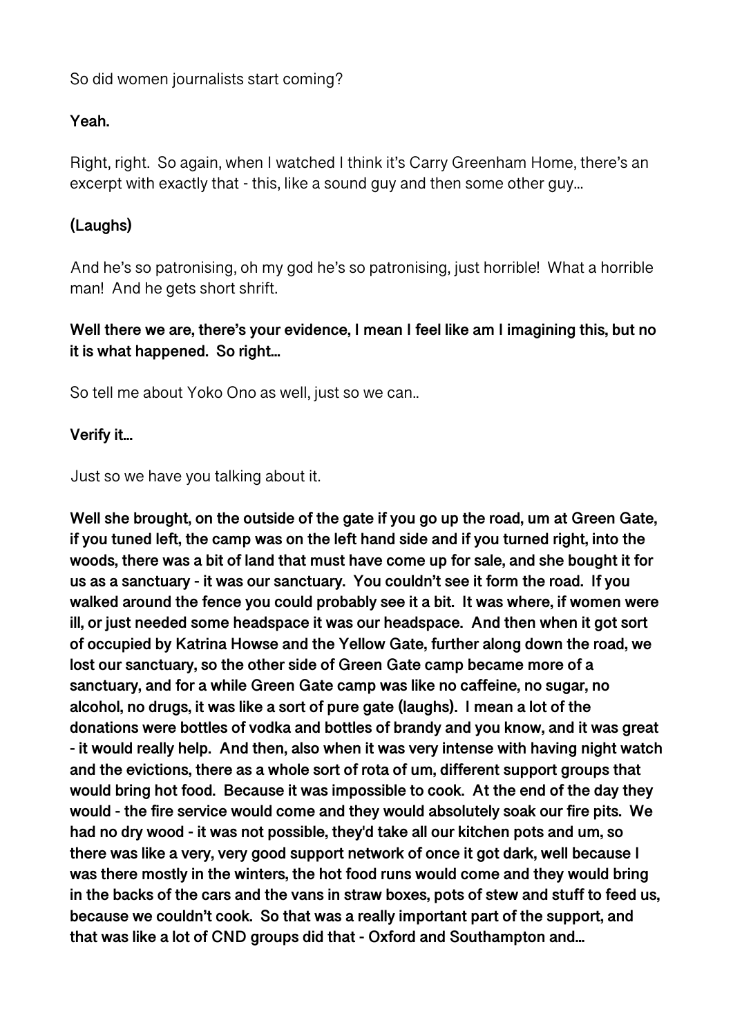So did women journalists start coming?

**Yeah.**

Right, right. So again, when I watched I think it's Carry Greenham Home, there's an excerpt with exactly that - this, like a sound guy and then some other guy...

**(Laughs)**

And he's so patronising, oh my god he's so patronising, just horrible! What a horrible man! And he gets short shrift.

**Well there we are, there's your evidence, I mean I feel like am I imagining this, but no it is what happened. So right...**

So tell me about Yoko Ono as well, just so we can..

**Verify it...**

Just so we have you talking about it.

**Well she brought, on the outside of the gate if you go up the road, um at Green Gate, if you tuned left, the camp was on the left hand side and if you turned right, into the woods, there was a bit of land that must have come up for sale, and she bought it for us as a sanctuary - it was our sanctuary. You couldn't see it form the road. If you walked around the fence you could probably see it a bit. It was where, if women were ill, or just needed some headspace it was our headspace. And then when it got sort of occupied by Katrina Howse and the Yellow Gate, further along down the road, we lost our sanctuary, so the other side of Green Gate camp became more of a sanctuary, and for a while Green Gate camp was like no caffeine, no sugar, no alcohol, no drugs, it was like a sort of pure gate (laughs). I mean a lot of the donations were bottles of vodka and bottles of brandy and you know, and it was great - it would really help. And then, also when it was very intense with having night watch and the evictions, there as a whole sort of rota of um, different support groups that would bring hot food. Because it was impossible to cook. At the end of the day they would - the fire service would come and they would absolutely soak our fire pits. We had no dry wood - it was not possible, they'd take all our kitchen pots and um, so there was like a very, very good support network of once it got dark, well because I was there mostly in the winters, the hot food runs would come and they would bring in the backs of the cars and the vans in straw boxes, pots of stew and stuff to feed us, because we couldn't cook. So that was a really important part of the support, and that was like a lot of CND groups did that - Oxford and Southampton and...**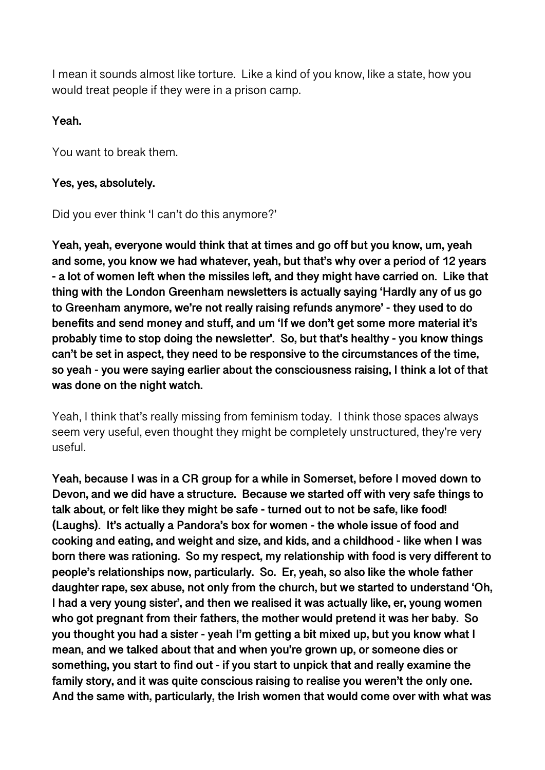I mean it sounds almost like torture. Like a kind of you know, like a state, how you would treat people if they were in a prison camp.

**Yeah.**

You want to break them.

**Yes, yes, absolutely.**

Did you ever think 'I can't do this anymore?'

**Yeah, yeah, everyone would think that at times and go off but you know, um, yeah and some, you know we had whatever, yeah, but that's why over a period of 12 years - a lot of women left when the missiles left, and they might have carried on. Like that thing with the London Greenham newsletters is actually saying 'Hardly any of us go to Greenham anymore, we're not really raising refunds anymore' - they used to do benefits and send money and stuff, and um 'If we don't get some more material it's probably time to stop doing the newsletter'. So, but that's healthy - you know things can't be set in aspect, they need to be responsive to the circumstances of the time, so yeah - you were saying earlier about the consciousness raising, I think a lot of that was done on the night watch.**

Yeah, I think that's really missing from feminism today. I think those spaces always seem very useful, even thought they might be completely unstructured, they're very useful.

**Yeah, because I was in a CR group for a while in Somerset, before I moved down to Devon, and we did have a structure. Because we started off with very safe things to talk about, or felt like they might be safe - turned out to not be safe, like food! (Laughs). It's actually a Pandora's box for women - the whole issue of food and cooking and eating, and weight and size, and kids, and a childhood - like when I was born there was rationing. So my respect, my relationship with food is very different to people's relationships now, particularly. So. Er, yeah, so also like the whole father daughter rape, sex abuse, not only from the church, but we started to understand 'Oh, I had a very young sister', and then we realised it was actually like, er, young women who got pregnant from their fathers, the mother would pretend it was her baby. So you thought you had a sister - yeah I'm getting a bit mixed up, but you know what I mean, and we talked about that and when you're grown up, or someone dies or something, you start to find out - if you start to unpick that and really examine the family story, and it was quite conscious raising to realise you weren't the only one. And the same with, particularly, the Irish women that would come over with what was**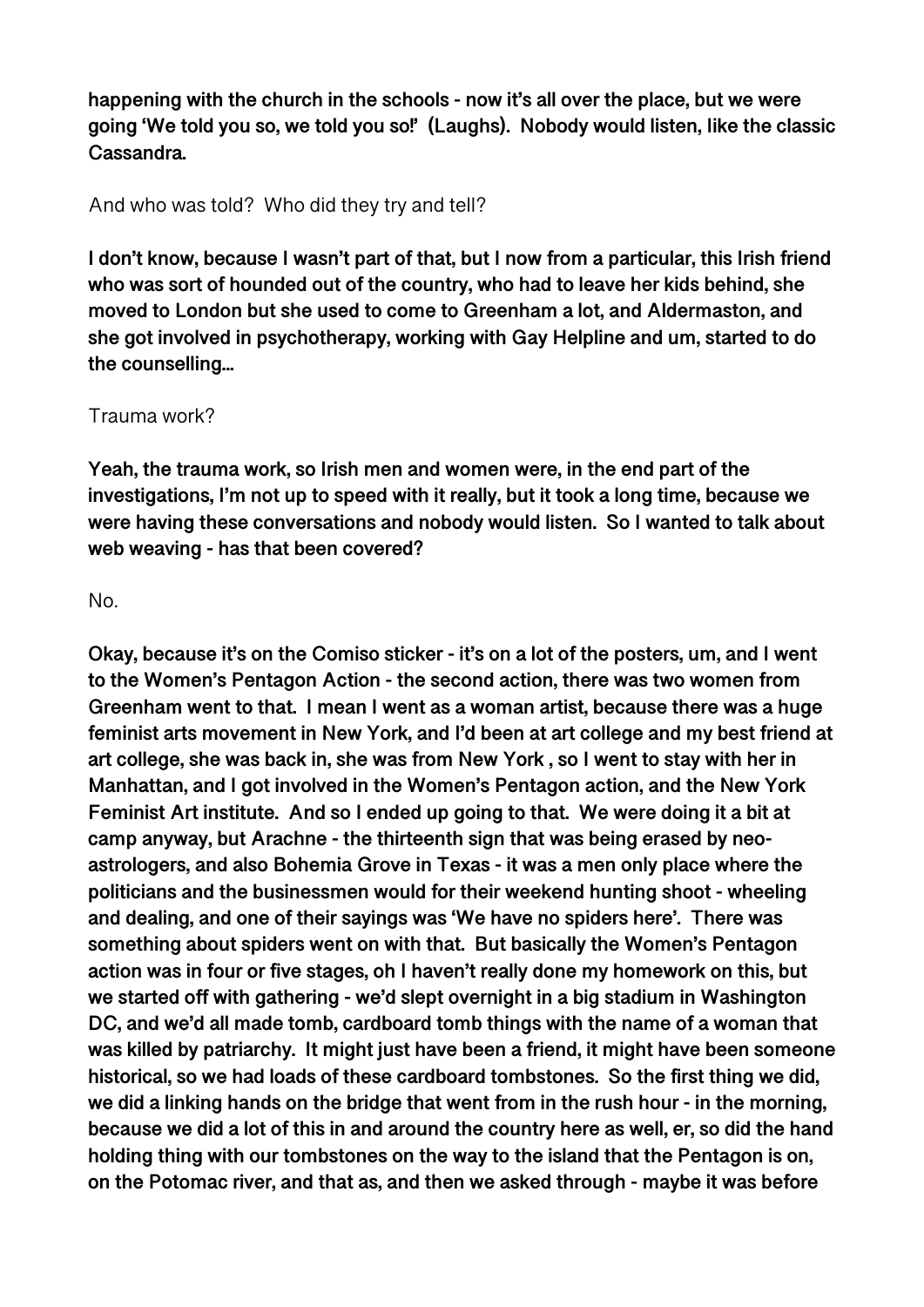**happening with the church in the schools - now it's all over the place, but we were going 'We told you so, we told you so!' (Laughs). Nobody would listen, like the classic Cassandra.**

And who was told? Who did they try and tell?

**I don't know, because I wasn't part of that, but I now from a particular, this Irish friend who was sort of hounded out of the country, who had to leave her kids behind, she moved to London but she used to come to Greenham a lot, and Aldermaston, and she got involved in psychotherapy, working with Gay Helpline and um, started to do the counselling...**

Trauma work?

**Yeah, the trauma work, so Irish men and women were, in the end part of the investigations, I'm not up to speed with it really, but it took a long time, because we were having these conversations and nobody would listen. So I wanted to talk about web weaving - has that been covered?**

No.

**Okay, because it's on the Comiso sticker - it's on a lot of the posters, um, and I went to the Women's Pentagon Action - the second action, there was two women from Greenham went to that. I mean I went as a woman artist, because there was a huge feminist arts movement in New York, and I'd been at art college and my best friend at art college, she was back in, she was from New York , so I went to stay with her in Manhattan, and I got involved in the Women's Pentagon action, and the New York Feminist Art institute. And so I ended up going to that. We were doing it a bit at camp anyway, but Arachne - the thirteenth sign that was being erased by neo-astrologers, and also Bohemia Grove in Texas - it was a men only place where the politicians and the businessmen would for their weekend hunting shoot - wheeling and dealing, and one of their sayings was 'We have no spiders here'. There was something about spiders went on with that. But basically the Women's Pentagon action was in four or five stages, oh I haven't really done my homework on this, but we started off with gathering - we'd slept overnight in a big stadium in Washington DC, and we'd all made tomb, cardboard tomb things with the name of a woman that was killed by patriarchy. It might just have been a friend, it might have been someone historical, so we had loads of these cardboard tombstones. So the first thing we did, we did a linking hands on the bridge that went from in the rush hour - in the morning, because we did a lot of this in and around the country here as well, er, so did the hand holding thing with our tombstones on the way to the island that the Pentagon is on, on the Potomac river, and that as, and then we asked through - maybe it was before**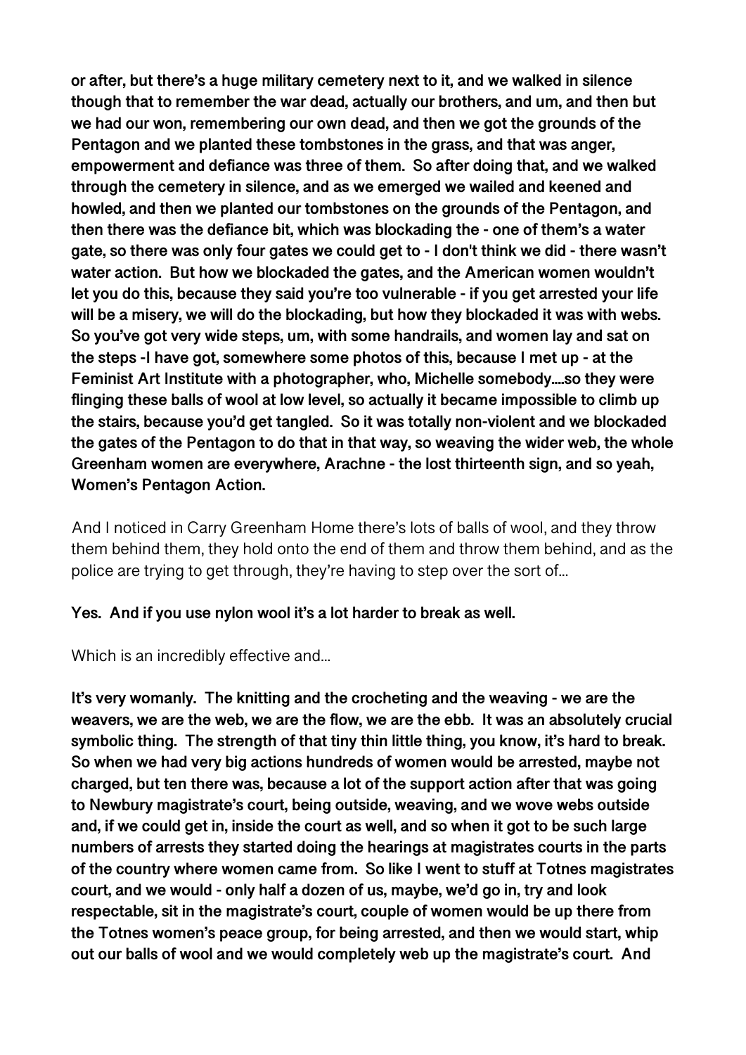**or after, but there's a huge military cemetery next to it, and we walked in silence though that to remember the war dead, actually our brothers, and um, and then but we had our won, remembering our own dead, and then we got the grounds of the Pentagon and we planted these tombstones in the grass, and that was anger, empowerment and defiance was three of them. So after doing that, and we walked through the cemetery in silence, and as we emerged we wailed and keened and howled, and then we planted our tombstones on the grounds of the Pentagon, and then there was the defiance bit, which was blockading the - one of them's a water gate, so there was only four gates we could get to - I don't think we did - there wasn't water action. But how we blockaded the gates, and the American women wouldn't let you do this, because they said you're too vulnerable - if you get arrested your life will be a misery, we will do the blockading, but how they blockaded it was with webs. So you've got very wide steps, um, with some handrails, and women lay and sat on the steps -I have got, somewhere some photos of this, because I met up - at the Feminist Art Institute with a photographer, who, Michelle somebody....so they were flinging these balls of wool at low level, so actually it became impossible to climb up the stairs, because you'd get tangled. So it was totally non-violent and we blockaded the gates of the Pentagon to do that in that way, so weaving the wider web, the whole Greenham women are everywhere, Arachne - the lost thirteenth sign, and so yeah, Women's Pentagon Action.**

And I noticed in Carry Greenham Home there's lots of balls of wool, and they throw them behind them, they hold onto the end of them and throw them behind, and as the police are trying to get through, they're having to step over the sort of...

**Yes. And if you use nylon wool it's a lot harder to break as well.**

Which is an incredibly effective and...

**It's very womanly. The knitting and the crocheting and the weaving - we are the weavers, we are the web, we are the flow, we are the ebb. It was an absolutely crucial symbolic thing. The strength of that tiny thin little thing, you know, it's hard to break. So when we had very big actions hundreds of women would be arrested, maybe not charged, but ten there was, because a lot of the support action after that was going to Newbury magistrate's court, being outside, weaving, and we wove webs outside and, if we could get in, inside the court as well, and so when it got to be such large numbers of arrests they started doing the hearings at magistrates courts in the parts of the country where women came from. So like I went to stuff at Totnes magistrates court, and we would - only half a dozen of us, maybe, we'd go in, try and look respectable, sit in the magistrate's court, couple of women would be up there from the Totnes women's peace group, for being arrested, and then we would start, whip out our balls of wool and we would completely web up the magistrate's court. And**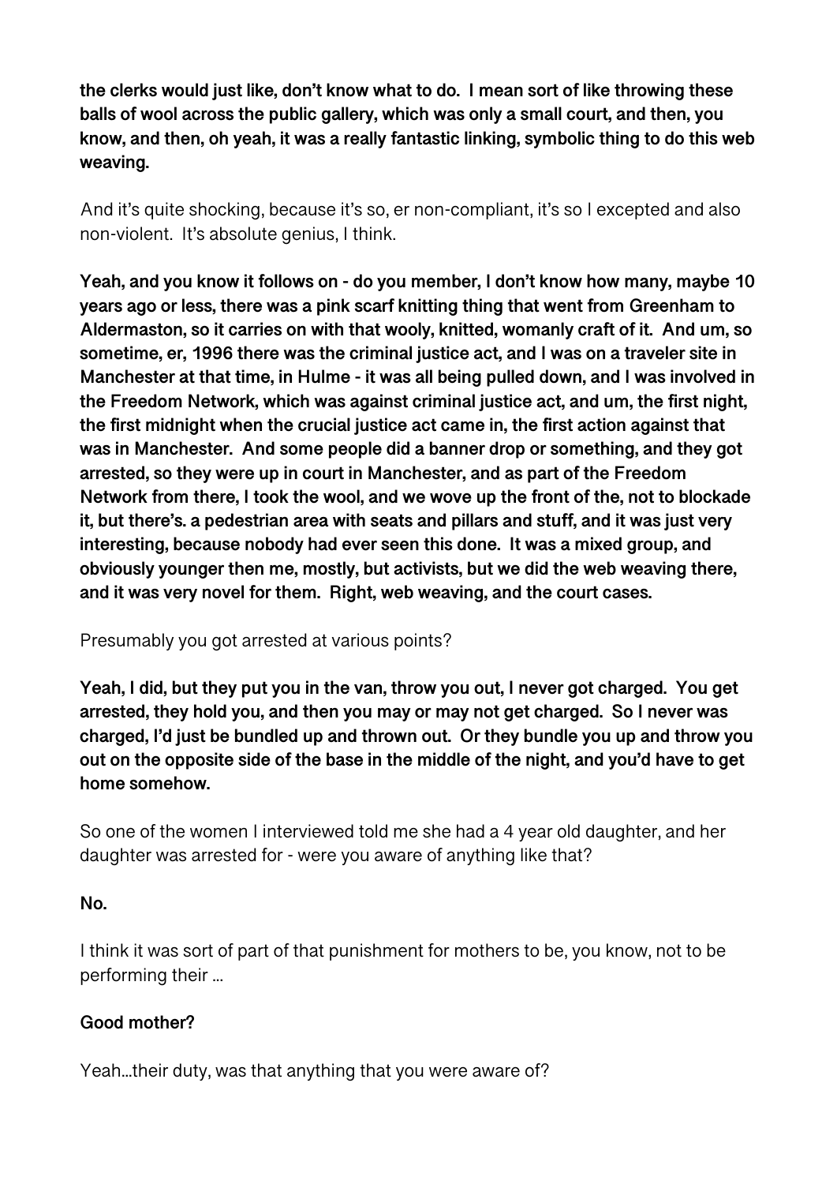**the clerks would just like, don't know what to do. I mean sort of like throwing these balls of wool across the public gallery, which was only a small court, and then, you know, and then, oh yeah, it was a really fantastic linking, symbolic thing to do this web weaving.**

And it's quite shocking, because it's so, er non-compliant, it's so I excepted and also non-violent. It's absolute genius, I think.

**Yeah, and you know it follows on - do you member, I don't know how many, maybe 10 years ago or less, there was a pink scarf knitting thing that went from Greenham to Aldermaston, so it carries on with that wooly, knitted, womanly craft of it. And um, so sometime, er, 1996 there was the criminal justice act, and I was on a traveler site in Manchester at that time, in Hulme - it was all being pulled down, and I was involved in the Freedom Network, which was against criminal justice act, and um, the first night, the first midnight when the crucial justice act came in, the first action against that was in Manchester. And some people did a banner drop or something, and they got arrested, so they were up in court in Manchester, and as part of the Freedom Network from there, I took the wool, and we wove up the front of the, not to blockade it, but there's. a pedestrian area with seats and pillars and stuff, and it was just very interesting, because nobody had ever seen this done. It was a mixed group, and obviously younger then me, mostly, but activists, but we did the web weaving there, and it was very novel for them. Right, web weaving, and the court cases.**

Presumably you got arrested at various points?

**Yeah, I did, but they put you in the van, throw you out, I never got charged. You get arrested, they hold you, and then you may or may not get charged. So I never was charged, I'd just be bundled up and thrown out. Or they bundle you up and throw you out on the opposite side of the base in the middle of the night, and you'd have to get home somehow.**

So one of the women I interviewed told me she had a 4 year old daughter, and her daughter was arrested for - were you aware of anything like that?

**No.**

I think it was sort of part of that punishment for mothers to be, you know, not to be performing their ...

**Good mother?**

Yeah...their duty, was that anything that you were aware of?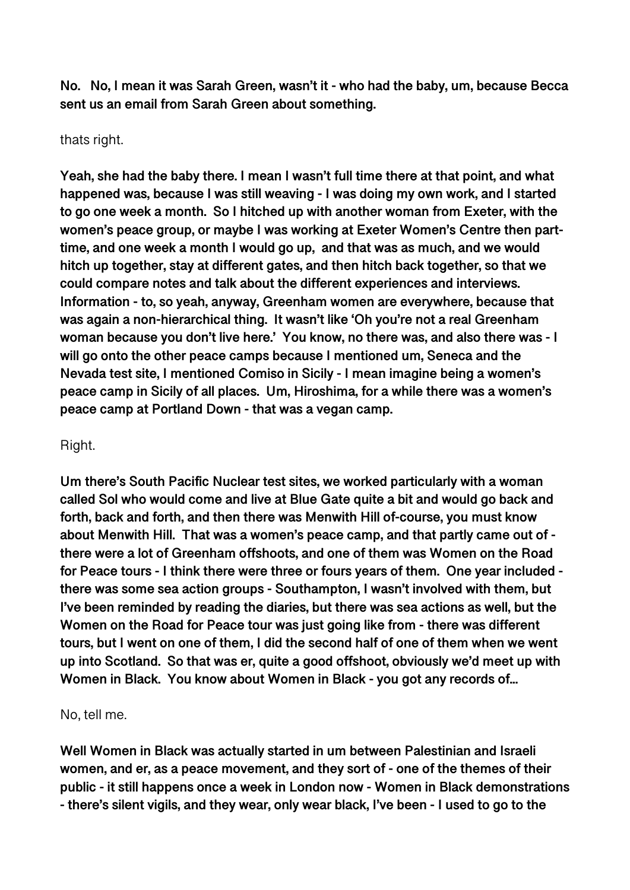**No.  No, I mean it was Sarah Green, wasn't it - who had the baby, um, because Becca sent us an email from Sarah Green about something.**

thats right.

**Yeah, she had the baby there. I mean I wasn't full time there at that point, and what happened was, because I was still weaving - I was doing my own work, and I started to go one week a month.  So I hitched up with another woman from Exeter, with the women's peace group, or maybe I was working at Exeter Women's Centre then part-time, and one week a month I would go up,  and that was as much, and we would hitch up together, stay at different gates, and then hitch back together, so that we could compare notes and talk about the different experiences and interviews. Information - to, so yeah, anyway, Greenham women are everywhere, because that was again a non-hierarchical thing.  It wasn't like 'Oh you're not a real Greenham woman because you don't live here.'  You know, no there was, and also there was - I will go onto the other peace camps because I mentioned um, Seneca and the Nevada test site, I mentioned Comiso in Sicily - I mean imagine being a women's peace camp in Sicily of all places.  Um, Hiroshima, for a while there was a women's peace camp at Portland Down - that was a vegan camp.**

Right.

**Um there's South Pacific Nuclear test sites, we worked particularly with a woman called Sol who would come and live at Blue Gate quite a bit and would go back and forth, back and forth, and then there was Menwith Hill of-course, you must know about Menwith Hill.  That was a women's peace camp, and that partly came out of - there were a lot of Greenham offshoots, and one of them was Women on the Road for Peace tours - I think there were three or fours years of them.  One year included - there was some sea action groups - Southampton, I wasn't involved with them, but I've been reminded by reading the diaries, but there was sea actions as well, but the Women on the Road for Peace tour was just going like from - there was different tours, but I went on one of them, I did the second half of one of them when we went up into Scotland.  So that was er, quite a good offshoot, obviously we'd meet up with Women in Black.  You know about Women in Black - you got any records of…**

No, tell me.

**Well Women in Black was actually started in um between Palestinian and Israeli women, and er, as a peace movement, and they sort of - one of the themes of their public - it still happens once a week in London now - Women in Black demonstrations - there's silent vigils, and they wear, only wear black, I've been - I used to go to the**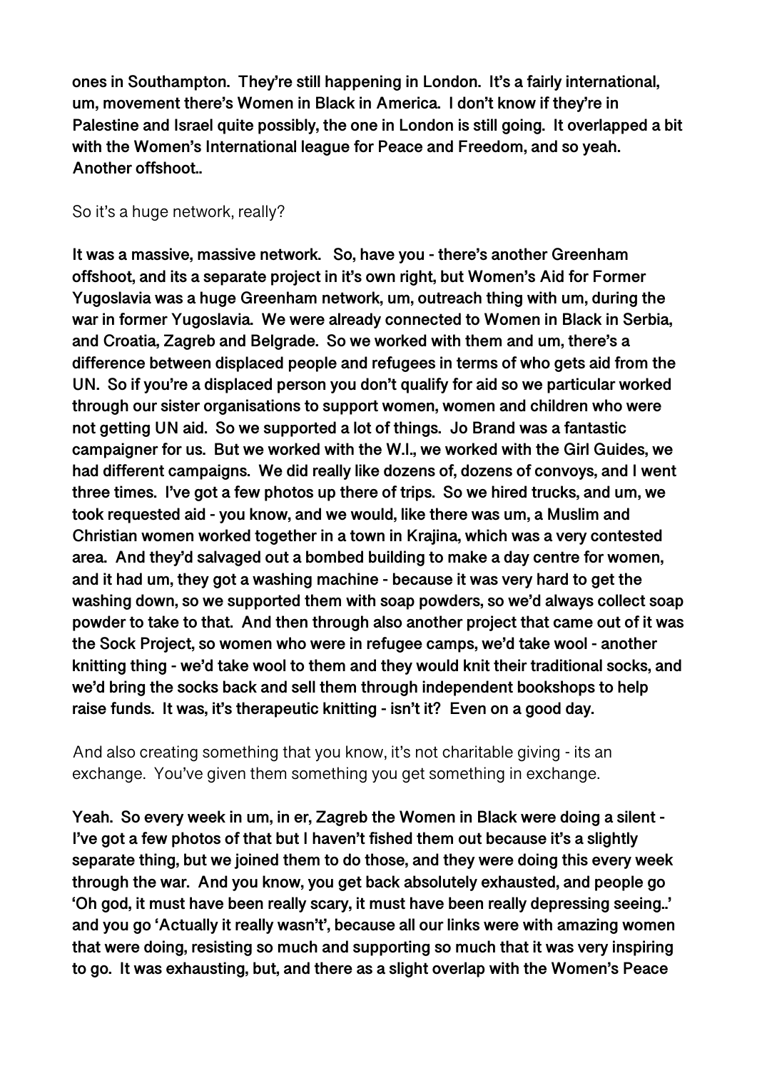**ones in Southampton. They're still happening in London. It's a fairly international, um, movement there's Women in Black in America. I don't know if they're in Palestine and Israel quite possibly, the one in London is still going. It overlapped a bit with the Women's International league for Peace and Freedom, and so yeah. Another offshoot..**

So it's a huge network, really?

**It was a massive, massive network. So, have you - there's another Greenham offshoot, and its a separate project in it's own right, but Women's Aid for Former Yugoslavia was a huge Greenham network, um, outreach thing with um, during the war in former Yugoslavia. We were already connected to Women in Black in Serbia, and Croatia, Zagreb and Belgrade. So we worked with them and um, there's a difference between displaced people and refugees in terms of who gets aid from the UN. So if you're a displaced person you don't qualify for aid so we particular worked through our sister organisations to support women, women and children who were not getting UN aid. So we supported a lot of things. Jo Brand was a fantastic campaigner for us. But we worked with the W.I., we worked with the Girl Guides, we had different campaigns. We did really like dozens of, dozens of convoys, and I went three times. I've got a few photos up there of trips. So we hired trucks, and um, we took requested aid - you know, and we would, like there was um, a Muslim and Christian women worked together in a town in Krajina, which was a very contested area. And they'd salvaged out a bombed building to make a day centre for women, and it had um, they got a washing machine - because it was very hard to get the washing down, so we supported them with soap powders, so we'd always collect soap powder to take to that. And then through also another project that came out of it was the Sock Project, so women who were in refugee camps, we'd take wool - another knitting thing - we'd take wool to them and they would knit their traditional socks, and we'd bring the socks back and sell them through independent bookshops to help raise funds. It was, it's therapeutic knitting - isn't it? Even on a good day.**

And also creating something that you know, it's not charitable giving - its an exchange. You've given them something you get something in exchange.

**Yeah. So every week in um, in er, Zagreb the Women in Black were doing a silent - I've got a few photos of that but I haven't fished them out because it's a slightly separate thing, but we joined them to do those, and they were doing this every week through the war. And you know, you get back absolutely exhausted, and people go 'Oh god, it must have been really scary, it must have been really depressing seeing..' and you go 'Actually it really wasn't', because all our links were with amazing women that were doing, resisting so much and supporting so much that it was very inspiring to go. It was exhausting, but, and there as a slight overlap with the Women's Peace**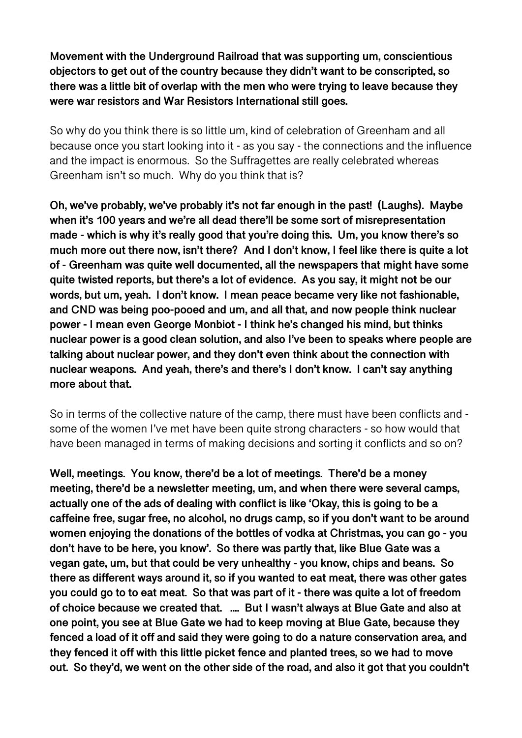**Movement with the Underground Railroad that was supporting um, conscientious objectors to get out of the country because they didn't want to be conscripted, so there was a little bit of overlap with the men who were trying to leave because they were war resistors and War Resistors International still goes.**

So why do you think there is so little um, kind of celebration of Greenham and all because once you start looking into it - as you say - the connections and the influence and the impact is enormous. So the Suffragettes are really celebrated whereas Greenham isn't so much. Why do you think that is?

**Oh, we've probably, we've probably it's not far enough in the past! (Laughs). Maybe when it's 100 years and we're all dead there'll be some sort of misrepresentation made - which is why it's really good that you're doing this. Um, you know there's so much more out there now, isn't there? And I don't know, I feel like there is quite a lot of - Greenham was quite well documented, all the newspapers that might have some quite twisted reports, but there's a lot of evidence. As you say, it might not be our words, but um, yeah. I don't know. I mean peace became very like not fashionable, and CND was being poo-pooed and um, and all that, and now people think nuclear power - I mean even George Monbiot - I think he's changed his mind, but thinks nuclear power is a good clean solution, and also I've been to speaks where people are talking about nuclear power, and they don't even think about the connection with nuclear weapons. And yeah, there's and there's I don't know. I can't say anything more about that.**

So in terms of the collective nature of the camp, there must have been conflicts and - some of the women I've met have been quite strong characters - so how would that have been managed in terms of making decisions and sorting it conflicts and so on?

**Well, meetings. You know, there'd be a lot of meetings. There'd be a money meeting, there'd be a newsletter meeting, um, and when there were several camps, actually one of the ads of dealing with conflict is like 'Okay, this is going to be a caffeine free, sugar free, no alcohol, no drugs camp, so if you don't want to be around women enjoying the donations of the bottles of vodka at Christmas, you can go - you don't have to be here, you know'. So there was partly that, like Blue Gate was a vegan gate, um, but that could be very unhealthy - you know, chips and beans. So there as different ways around it, so if you wanted to eat meat, there was other gates you could go to to eat meat. So that was part of it - there was quite a lot of freedom of choice because we created that. .... But I wasn't always at Blue Gate and also at one point, you see at Blue Gate we had to keep moving at Blue Gate, because they fenced a load of it off and said they were going to do a nature conservation area, and they fenced it off with this little picket fence and planted trees, so we had to move out. So they'd, we went on the other side of the road, and also it got that you couldn't**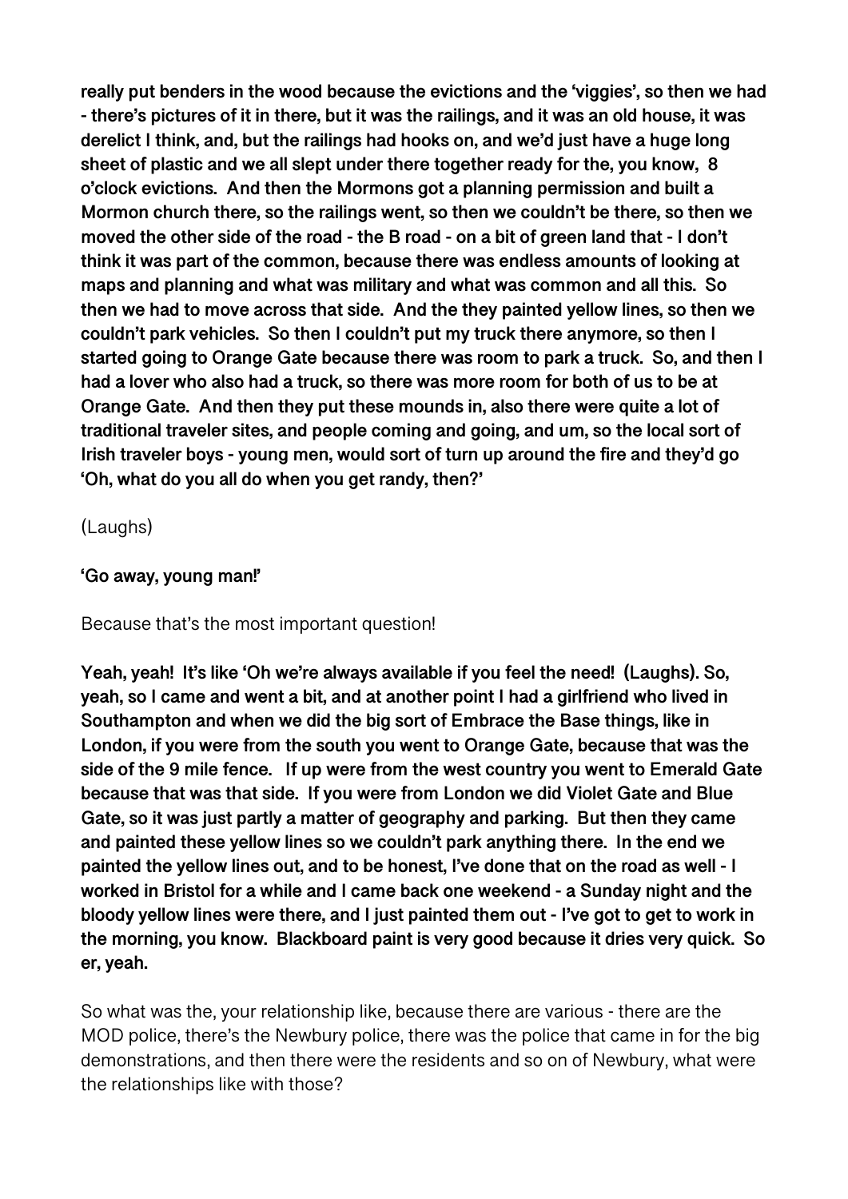**really put benders in the wood because the evictions and the 'viggies', so then we had - there's pictures of it in there, but it was the railings, and it was an old house, it was derelict I think, and, but the railings had hooks on, and we'd just have a huge long sheet of plastic and we all slept under there together ready for the, you know, 8 o'clock evictions. And then the Mormons got a planning permission and built a Mormon church there, so the railings went, so then we couldn't be there, so then we moved the other side of the road - the B road - on a bit of green land that - I don't think it was part of the common, because there was endless amounts of looking at maps and planning and what was military and what was common and all this. So then we had to move across that side. And the they painted yellow lines, so then we couldn't park vehicles. So then I couldn't put my truck there anymore, so then I started going to Orange Gate because there was room to park a truck. So, and then I had a lover who also had a truck, so there was more room for both of us to be at Orange Gate. And then they put these mounds in, also there were quite a lot of traditional traveler sites, and people coming and going, and um, so the local sort of Irish traveler boys - young men, would sort of turn up around the fire and they'd go 'Oh, what do you all do when you get randy, then?'**

(Laughs)

**'Go away, young man!'**

Because that's the most important question!

**Yeah, yeah! It's like 'Oh we're always available if you feel the need! (Laughs). So, yeah, so I came and went a bit, and at another point I had a girlfriend who lived in Southampton and when we did the big sort of Embrace the Base things, like in London, if you were from the south you went to Orange Gate, because that was the side of the 9 mile fence. If up were from the west country you went to Emerald Gate because that was that side. If you were from London we did Violet Gate and Blue Gate, so it was just partly a matter of geography and parking. But then they came and painted these yellow lines so we couldn't park anything there. In the end we painted the yellow lines out, and to be honest, I've done that on the road as well - I worked in Bristol for a while and I came back one weekend - a Sunday night and the bloody yellow lines were there, and I just painted them out - I've got to get to work in the morning, you know. Blackboard paint is very good because it dries very quick. So er, yeah.**

So what was the, your relationship like, because there are various - there are the MOD police, there's the Newbury police, there was the police that came in for the big demonstrations, and then there were the residents and so on of Newbury, what were the relationships like with those?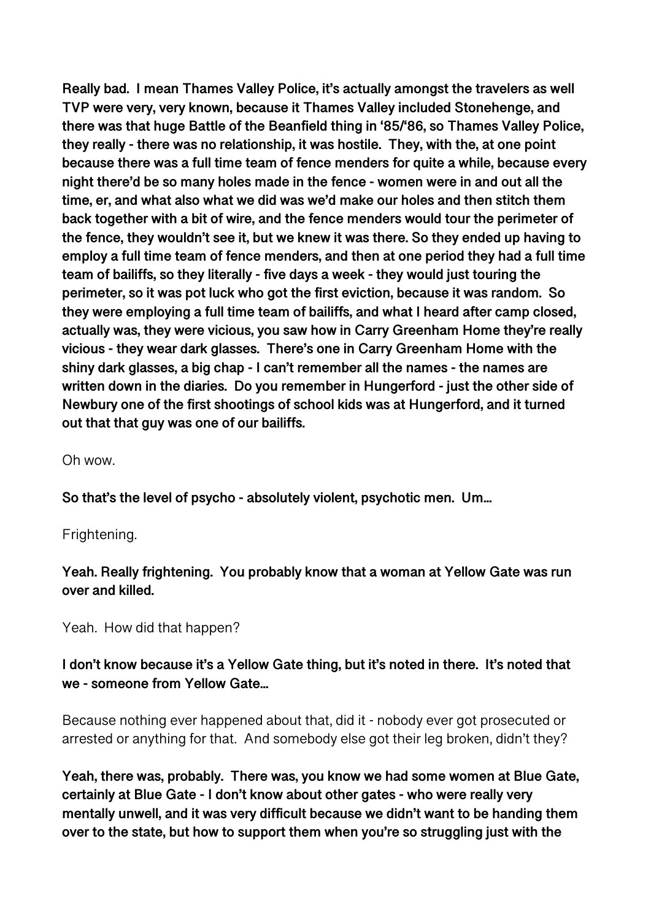**Really bad. I mean Thames Valley Police, it's actually amongst the travelers as well TVP were very, very known, because it Thames Valley included Stonehenge, and there was that huge Battle of the Beanfield thing in '85/'86, so Thames Valley Police, they really - there was no relationship, it was hostile. They, with the, at one point because there was a full time team of fence menders for quite a while, because every night there'd be so many holes made in the fence - women were in and out all the time, er, and what also what we did was we'd make our holes and then stitch them back together with a bit of wire, and the fence menders would tour the perimeter of the fence, they wouldn't see it, but we knew it was there. So they ended up having to employ a full time team of fence menders, and then at one period they had a full time team of bailiffs, so they literally - five days a week - they would just touring the perimeter, so it was pot luck who got the first eviction, because it was random. So they were employing a full time team of bailiffs, and what I heard after camp closed, actually was, they were vicious, you saw how in Carry Greenham Home they're really vicious - they wear dark glasses. There's one in Carry Greenham Home with the shiny dark glasses, a big chap - I can't remember all the names - the names are written down in the diaries. Do you remember in Hungerford - just the other side of Newbury one of the first shootings of school kids was at Hungerford, and it turned out that that guy was one of our bailiffs.**

Oh wow.

**So that's the level of psycho - absolutely violent, psychotic men. Um...**

Frightening.

**Yeah. Really frightening. You probably know that a woman at Yellow Gate was run over and killed.**

Yeah. How did that happen?

**I don't know because it's a Yellow Gate thing, but it's noted in there. It's noted that we - someone from Yellow Gate...**

Because nothing ever happened about that, did it - nobody ever got prosecuted or arrested or anything for that. And somebody else got their leg broken, didn't they?

**Yeah, there was, probably. There was, you know we had some women at Blue Gate, certainly at Blue Gate - I don't know about other gates - who were really very mentally unwell, and it was very difficult because we didn't want to be handing them over to the state, but how to support them when you're so struggling just with the**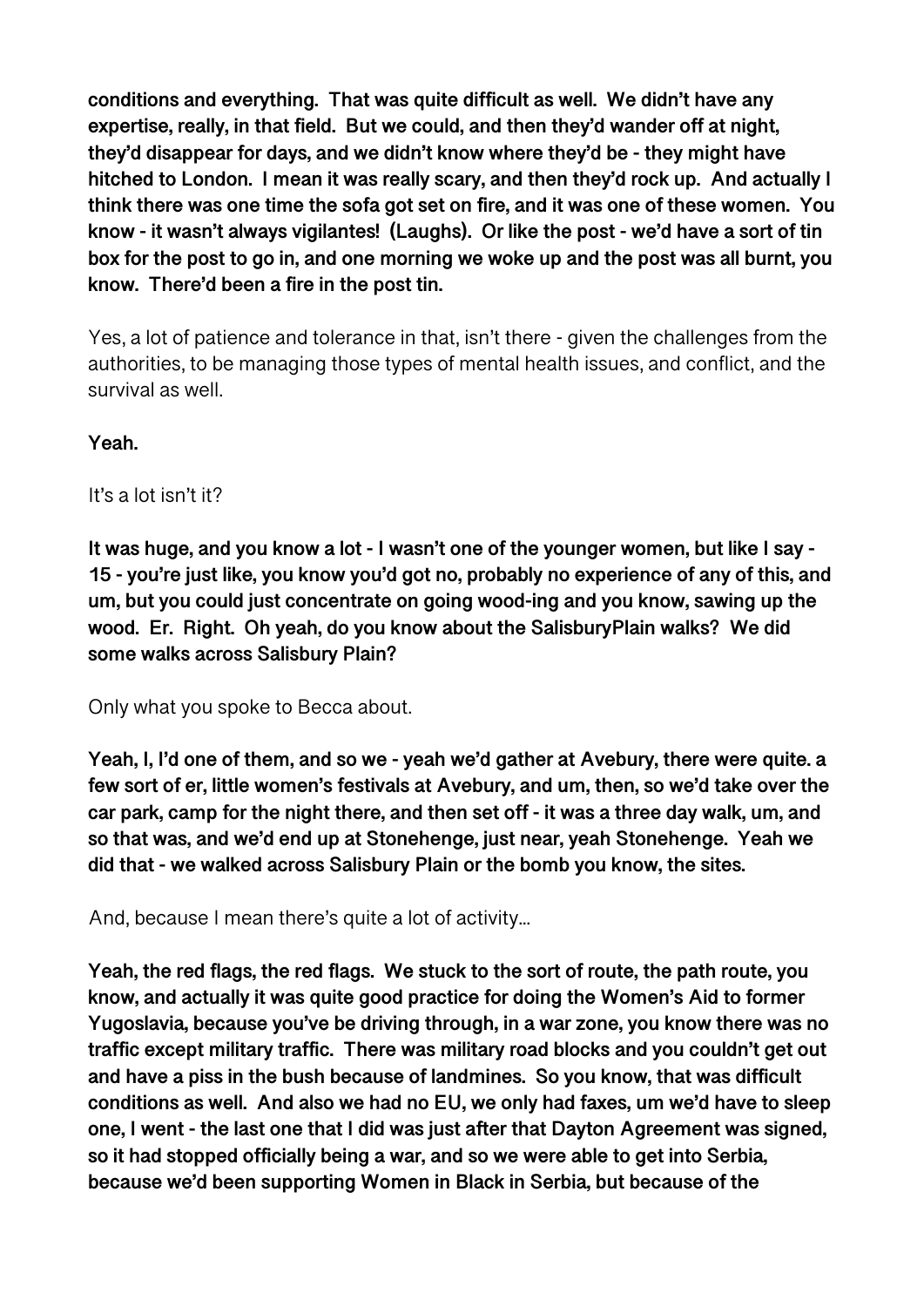**conditions and everything. That was quite difficult as well. We didn't have any expertise, really, in that field. But we could, and then they'd wander off at night, they'd disappear for days, and we didn't know where they'd be - they might have hitched to London. I mean it was really scary, and then they'd rock up. And actually I think there was one time the sofa got set on fire, and it was one of these women. You know - it wasn't always vigilantes! (Laughs). Or like the post - we'd have a sort of tin box for the post to go in, and one morning we woke up and the post was all burnt, you know. There'd been a fire in the post tin.**

Yes, a lot of patience and tolerance in that, isn't there - given the challenges from the authorities, to be managing those types of mental health issues, and conflict, and the survival as well.

**Yeah.**

It's a lot isn't it?

**It was huge, and you know a lot - I wasn't one of the younger women, but like I say - 15 - you're just like, you know you'd got no, probably no experience of any of this, and um, but you could just concentrate on going wood-ing and you know, sawing up the wood. Er. Right. Oh yeah, do you know about the SalisburyPlain walks? We did some walks across Salisbury Plain?**

Only what you spoke to Becca about.

**Yeah, I, I'd one of them, and so we - yeah we'd gather at Avebury, there were quite. a few sort of er, little women's festivals at Avebury, and um, then, so we'd take over the car park, camp for the night there, and then set off - it was a three day walk, um, and so that was, and we'd end up at Stonehenge, just near, yeah Stonehenge. Yeah we did that - we walked across Salisbury Plain or the bomb you know, the sites.**

And, because I mean there's quite a lot of activity…

**Yeah, the red flags, the red flags. We stuck to the sort of route, the path route, you know, and actually it was quite good practice for doing the Women's Aid to former Yugoslavia, because you've be driving through, in a war zone, you know there was no traffic except military traffic. There was military road blocks and you couldn't get out and have a piss in the bush because of landmines. So you know, that was difficult conditions as well. And also we had no EU, we only had faxes, um we'd have to sleep one, I went - the last one that I did was just after that Dayton Agreement was signed, so it had stopped officially being a war, and so we were able to get into Serbia, because we'd been supporting Women in Black in Serbia, but because of the**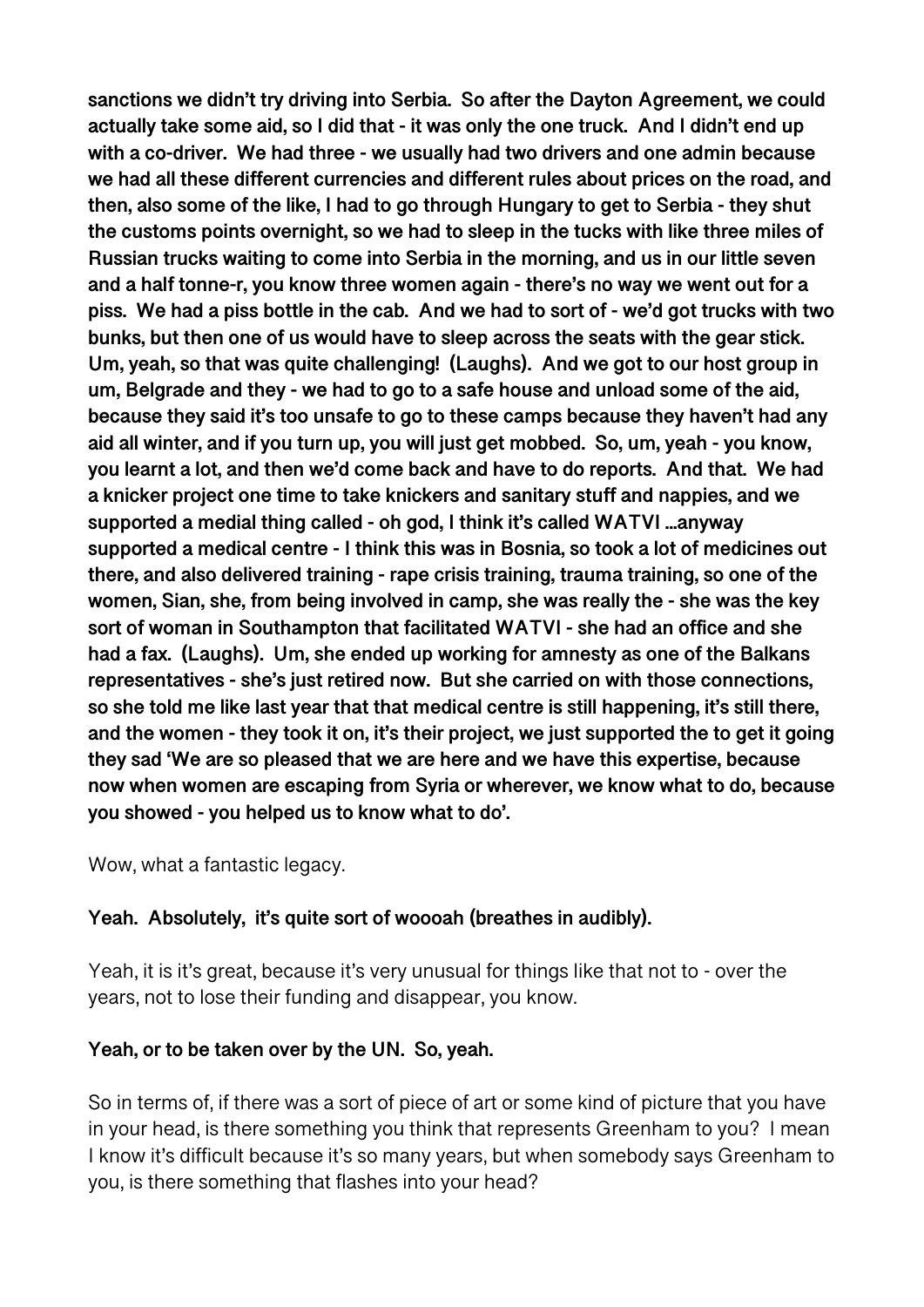**sanctions we didn't try driving into Serbia. So after the Dayton Agreement, we could actually take some aid, so I did that - it was only the one truck. And I didn't end up with a co-driver. We had three - we usually had two drivers and one admin because we had all these different currencies and different rules about prices on the road, and then, also some of the like, I had to go through Hungary to get to Serbia - they shut the customs points overnight, so we had to sleep in the tucks with like three miles of Russian trucks waiting to come into Serbia in the morning, and us in our little seven and a half tonne-r, you know three women again - there's no way we went out for a piss. We had a piss bottle in the cab. And we had to sort of - we'd got trucks with two bunks, but then one of us would have to sleep across the seats with the gear stick. Um, yeah, so that was quite challenging! (Laughs). And we got to our host group in um, Belgrade and they - we had to go to a safe house and unload some of the aid, because they said it's too unsafe to go to these camps because they haven't had any aid all winter, and if you turn up, you will just get mobbed. So, um, yeah - you know, you learnt a lot, and then we'd come back and have to do reports. And that. We had a knicker project one time to take knickers and sanitary stuff and nappies, and we supported a medial thing called - oh god, I think it's called WATVI ...anyway supported a medical centre - I think this was in Bosnia, so took a lot of medicines out there, and also delivered training - rape crisis training, trauma training, so one of the women, Sian, she, from being involved in camp, she was really the - she was the key sort of woman in Southampton that facilitated WATVI - she had an office and she had a fax. (Laughs). Um, she ended up working for amnesty as one of the Balkans representatives - she's just retired now. But she carried on with those connections, so she told me like last year that that medical centre is still happening, it's still there, and the women - they took it on, it's their project, we just supported the to get it going they sad 'We are so pleased that we are here and we have this expertise, because now when women are escaping from Syria or wherever, we know what to do, because you showed - you helped us to know what to do'.**

Wow, what a fantastic legacy.

**Yeah. Absolutely, it's quite sort of woooah (breathes in audibly).**

Yeah, it is it's great, because it's very unusual for things like that not to - over the years, not to lose their funding and disappear, you know.

**Yeah, or to be taken over by the UN. So, yeah.**

So in terms of, if there was a sort of piece of art or some kind of picture that you have in your head, is there something you think that represents Greenham to you? I mean I know it's difficult because it's so many years, but when somebody says Greenham to you, is there something that flashes into your head?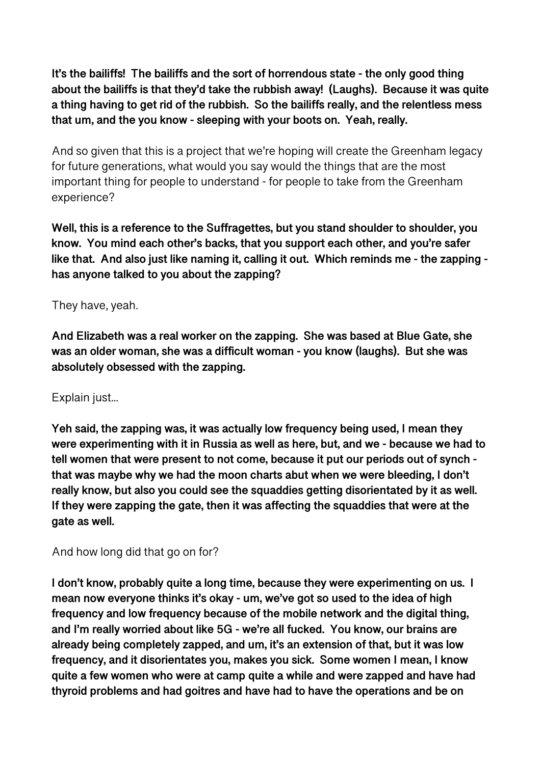**It's the bailiffs! The bailiffs and the sort of horrendous state - the only good thing about the bailiffs is that they'd take the rubbish away! (Laughs). Because it was quite a thing having to get rid of the rubbish. So the bailiffs really, and the relentless mess that um, and the you know - sleeping with your boots on. Yeah, really.**

And so given that this is a project that we're hoping will create the Greenham legacy for future generations, what would you say would the things that are the most important thing for people to understand - for people to take from the Greenham experience?

**Well, this is a reference to the Suffragettes, but you stand shoulder to shoulder, you know. You mind each other's backs, that you support each other, and you're safer like that. And also just like naming it, calling it out. Which reminds me - the zapping - has anyone talked to you about the zapping?**

They have, yeah.

**And Elizabeth was a real worker on the zapping. She was based at Blue Gate, she was an older woman, she was a difficult woman - you know (laughs). But she was absolutely obsessed with the zapping.**

Explain just...

**Yeh said, the zapping was, it was actually low frequency being used, I mean they were experimenting with it in Russia as well as here, but, and we - because we had to tell women that were present to not come, because it put our periods out of synch - that was maybe why we had the moon charts abut when we were bleeding, I don't really know, but also you could see the squaddies getting disorientated by it as well. If they were zapping the gate, then it was affecting the squaddies that were at the gate as well.**

And how long did that go on for?

**I don't know, probably quite a long time, because they were experimenting on us. I mean now everyone thinks it's okay - um, we've got so used to the idea of high frequency and low frequency because of the mobile network and the digital thing, and I'm really worried about like 5G - we're all fucked. You know, our brains are already being completely zapped, and um, it's an extension of that, but it was low frequency, and it disorientates you, makes you sick. Some women I mean, I know quite a few women who were at camp quite a while and were zapped and have had thyroid problems and had goitres and have had to have the operations and be on**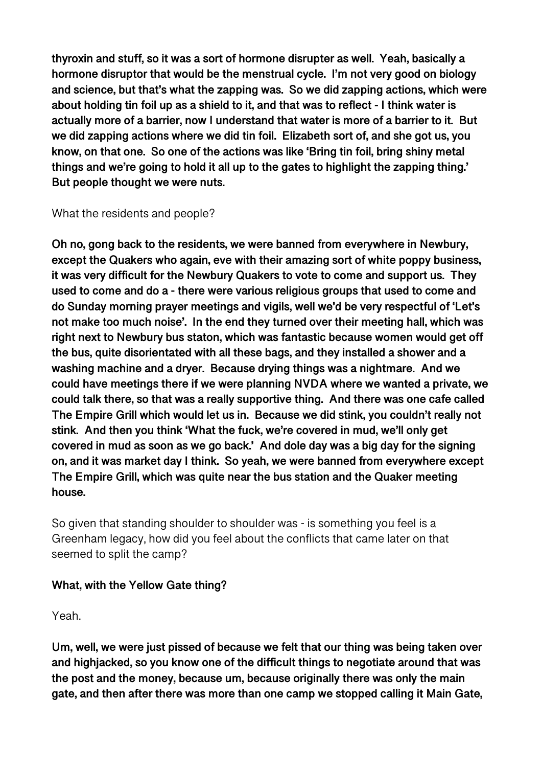**thyroxin and stuff, so it was a sort of hormone disrupter as well. Yeah, basically a hormone disruptor that would be the menstrual cycle. I'm not very good on biology and science, but that's what the zapping was. So we did zapping actions, which were about holding tin foil up as a shield to it, and that was to reflect - I think water is actually more of a barrier, now I understand that water is more of a barrier to it. But we did zapping actions where we did tin foil. Elizabeth sort of, and she got us, you know, on that one. So one of the actions was like 'Bring tin foil, bring shiny metal things and we're going to hold it all up to the gates to highlight the zapping thing.' But people thought we were nuts.**

What the residents and people?

**Oh no, gong back to the residents, we were banned from everywhere in Newbury, except the Quakers who again, eve with their amazing sort of white poppy business, it was very difficult for the Newbury Quakers to vote to come and support us. They used to come and do a - there were various religious groups that used to come and do Sunday morning prayer meetings and vigils, well we'd be very respectful of 'Let's not make too much noise'. In the end they turned over their meeting hall, which was right next to Newbury bus staton, which was fantastic because women would get off the bus, quite disorientated with all these bags, and they installed a shower and a washing machine and a dryer. Because drying things was a nightmare. And we could have meetings there if we were planning NVDA where we wanted a private, we could talk there, so that was a really supportive thing. And there was one cafe called The Empire Grill which would let us in. Because we did stink, you couldn't really not stink. And then you think 'What the fuck, we're covered in mud, we'll only get covered in mud as soon as we go back.' And dole day was a big day for the signing on, and it was market day I think. So yeah, we were banned from everywhere except The Empire Grill, which was quite near the bus station and the Quaker meeting house.**

So given that standing shoulder to shoulder was - is something you feel is a Greenham legacy, how did you feel about the conflicts that came later on that seemed to split the camp?

**What, with the Yellow Gate thing?**

Yeah.

**Um, well, we were just pissed of because we felt that our thing was being taken over and highjacked, so you know one of the difficult things to negotiate around that was the post and the money, because um, because originally there was only the main gate, and then after there was more than one camp we stopped calling it Main Gate,**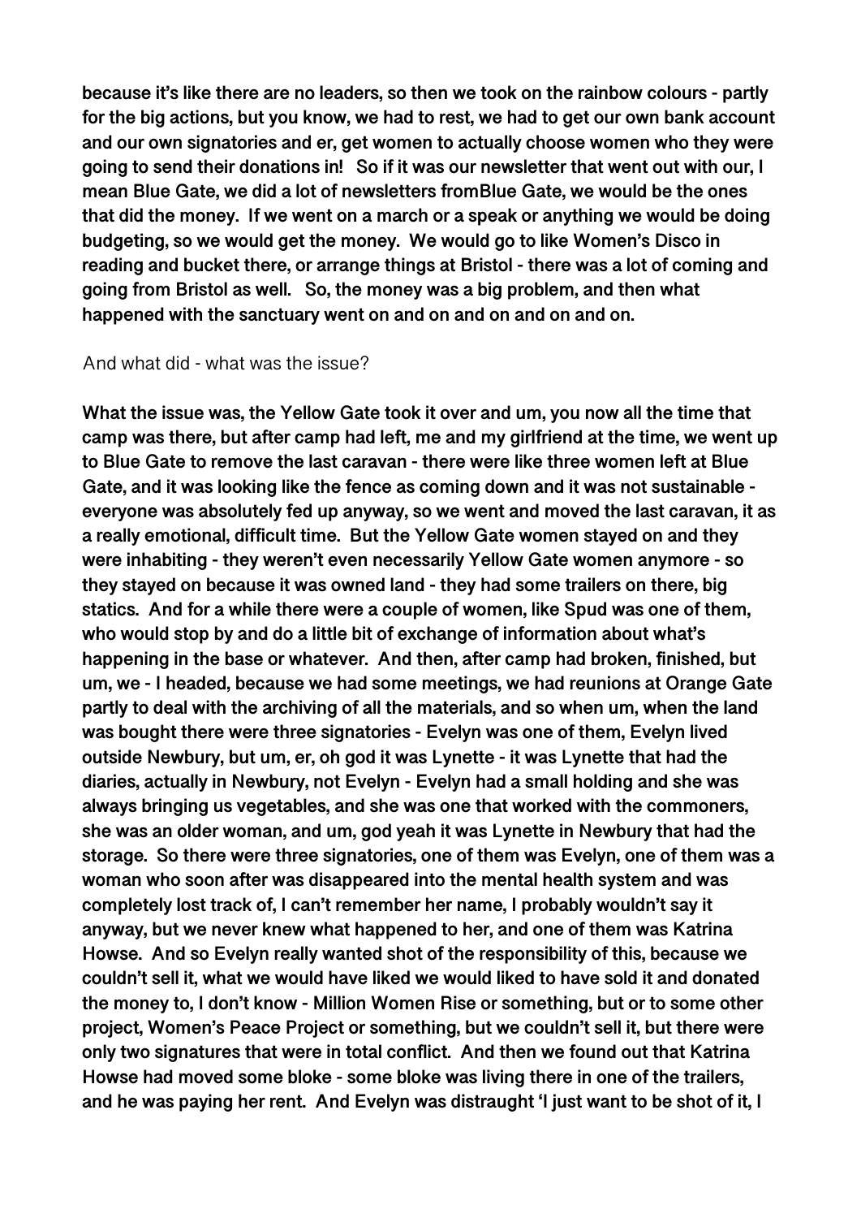**because it's like there are no leaders, so then we took on the rainbow colours - partly for the big actions, but you know, we had to rest, we had to get our own bank account and our own signatories and er, get women to actually choose women who they were going to send their donations in! So if it was our newsletter that went out with our, I mean Blue Gate, we did a lot of newsletters fromBlue Gate, we would be the ones that did the money. If we went on a march or a speak or anything we would be doing budgeting, so we would get the money. We would go to like Women's Disco in reading and bucket there, or arrange things at Bristol - there was a lot of coming and going from Bristol as well. So, the money was a big problem, and then what happened with the sanctuary went on and on and on and on and on.**

And what did - what was the issue?

**What the issue was, the Yellow Gate took it over and um, you now all the time that camp was there, but after camp had left, me and my girlfriend at the time, we went up to Blue Gate to remove the last caravan - there were like three women left at Blue Gate, and it was looking like the fence as coming down and it was not sustainable - everyone was absolutely fed up anyway, so we went and moved the last caravan, it as a really emotional, difficult time. But the Yellow Gate women stayed on and they were inhabiting - they weren't even necessarily Yellow Gate women anymore - so they stayed on because it was owned land - they had some trailers on there, big statics. And for a while there were a couple of women, like Spud was one of them, who would stop by and do a little bit of exchange of information about what's happening in the base or whatever. And then, after camp had broken, finished, but um, we - I headed, because we had some meetings, we had reunions at Orange Gate partly to deal with the archiving of all the materials, and so when um, when the land was bought there were three signatories - Evelyn was one of them, Evelyn lived outside Newbury, but um, er, oh god it was Lynette - it was Lynette that had the diaries, actually in Newbury, not Evelyn - Evelyn had a small holding and she was always bringing us vegetables, and she was one that worked with the commoners, she was an older woman, and um, god yeah it was Lynette in Newbury that had the storage. So there were three signatories, one of them was Evelyn, one of them was a woman who soon after was disappeared into the mental health system and was completely lost track of, I can't remember her name, I probably wouldn't say it anyway, but we never knew what happened to her, and one of them was Katrina Howse. And so Evelyn really wanted shot of the responsibility of this, because we couldn't sell it, what we would have liked we would liked to have sold it and donated the money to, I don't know - Million Women Rise or something, but or to some other project, Women's Peace Project or something, but we couldn't sell it, but there were only two signatures that were in total conflict. And then we found out that Katrina Howse had moved some bloke - some bloke was living there in one of the trailers, and he was paying her rent. And Evelyn was distraught 'I just want to be shot of it, I**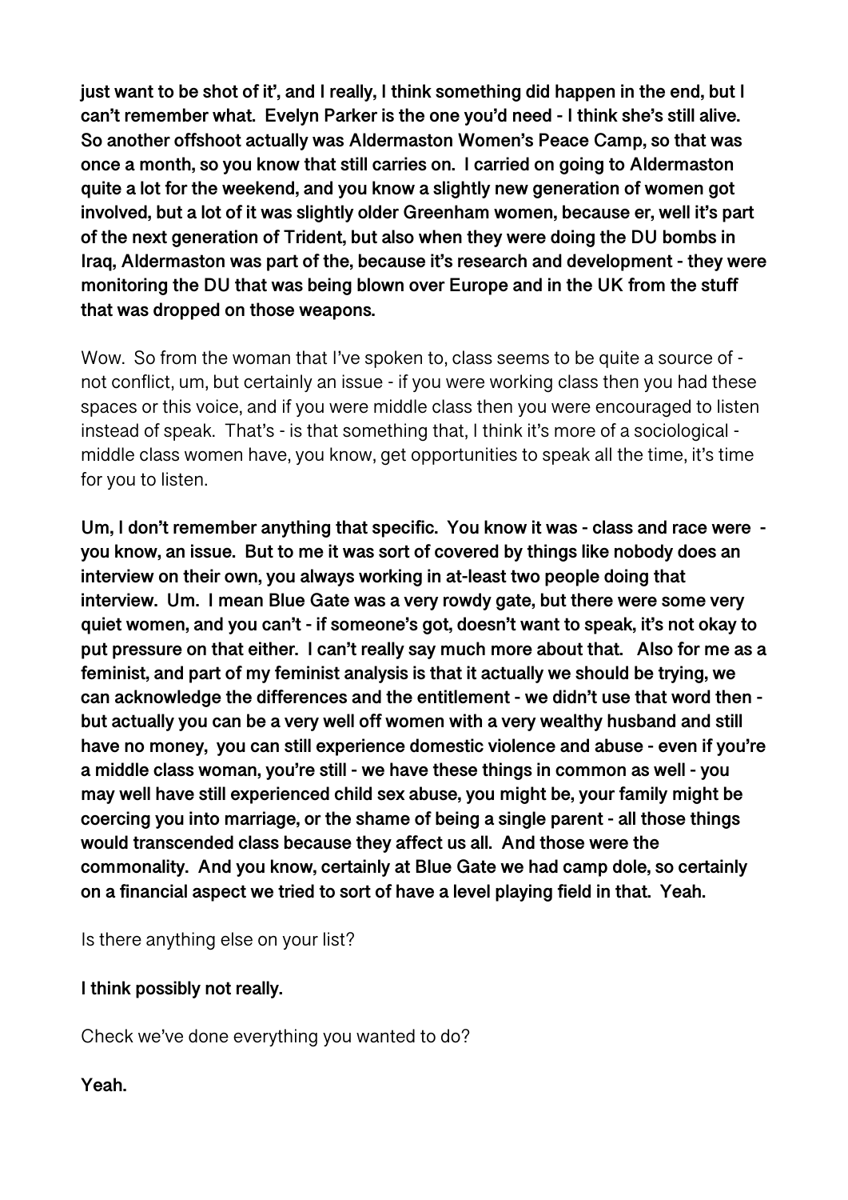**just want to be shot of it', and I really, I think something did happen in the end, but I can't remember what. Evelyn Parker is the one you'd need - I think she's still alive. So another offshoot actually was Aldermaston Women's Peace Camp, so that was once a month, so you know that still carries on. I carried on going to Aldermaston quite a lot for the weekend, and you know a slightly new generation of women got involved, but a lot of it was slightly older Greenham women, because er, well it's part of the next generation of Trident, but also when they were doing the DU bombs in Iraq, Aldermaston was part of the, because it's research and development - they were monitoring the DU that was being blown over Europe and in the UK from the stuff that was dropped on those weapons.**

Wow. So from the woman that I've spoken to, class seems to be quite a source of - not conflict, um, but certainly an issue - if you were working class then you had these spaces or this voice, and if you were middle class then you were encouraged to listen instead of speak. That's - is that something that, I think it's more of a sociological - middle class women have, you know, get opportunities to speak all the time, it's time for you to listen.

**Um, I don't remember anything that specific. You know it was - class and race were - you know, an issue. But to me it was sort of covered by things like nobody does an interview on their own, you always working in at-least two people doing that interview. Um. I mean Blue Gate was a very rowdy gate, but there were some very quiet women, and you can't - if someone's got, doesn't want to speak, it's not okay to put pressure on that either. I can't really say much more about that. Also for me as a feminist, and part of my feminist analysis is that it actually we should be trying, we can acknowledge the differences and the entitlement - we didn't use that word then - but actually you can be a very well off women with a very wealthy husband and still have no money, you can still experience domestic violence and abuse - even if you're a middle class woman, you're still - we have these things in common as well - you may well have still experienced child sex abuse, you might be, your family might be coercing you into marriage, or the shame of being a single parent - all those things would transcended class because they affect us all. And those were the commonality. And you know, certainly at Blue Gate we had camp dole, so certainly on a financial aspect we tried to sort of have a level playing field in that. Yeah.**

Is there anything else on your list?

**I think possibly not really.**

Check we've done everything you wanted to do?

**Yeah.**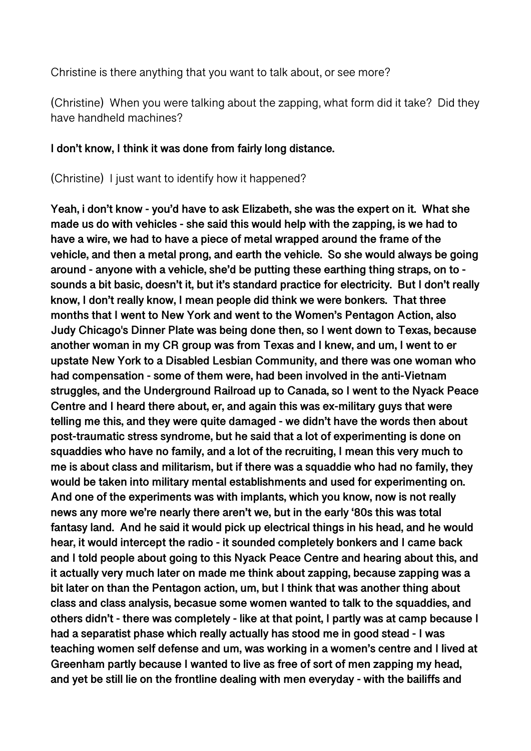Christine is there anything that you want to talk about, or see more?

(Christine) When you were talking about the zapping, what form did it take? Did they have handheld machines?

**I don't know, I think it was done from fairly long distance.**

(Christine) I just want to identify how it happened?

**Yeah, i don't know - you'd have to ask Elizabeth, she was the expert on it. What she made us do with vehicles - she said this would help with the zapping, is we had to have a wire, we had to have a piece of metal wrapped around the frame of the vehicle, and then a metal prong, and earth the vehicle. So she would always be going around - anyone with a vehicle, she'd be putting these earthing thing straps, on to - sounds a bit basic, doesn't it, but it's standard practice for electricity. But I don't really know, I don't really know, I mean people did think we were bonkers. That three months that I went to New York and went to the Women's Pentagon Action, also Judy Chicago's Dinner Plate was being done then, so I went down to Texas, because another woman in my CR group was from Texas and I knew, and um, I went to er upstate New York to a Disabled Lesbian Community, and there was one woman who had compensation - some of them were, had been involved in the anti-Vietnam struggles, and the Underground Railroad up to Canada, so I went to the Nyack Peace Centre and I heard there about, er, and again this was ex-military guys that were telling me this, and they were quite damaged - we didn't have the words then about post-traumatic stress syndrome, but he said that a lot of experimenting is done on squaddies who have no family, and a lot of the recruiting, I mean this very much to me is about class and militarism, but if there was a squaddie who had no family, they would be taken into military mental establishments and used for experimenting on. And one of the experiments was with implants, which you know, now is not really news any more we're nearly there aren't we, but in the early '80s this was total fantasy land. And he said it would pick up electrical things in his head, and he would hear, it would intercept the radio - it sounded completely bonkers and I came back and I told people about going to this Nyack Peace Centre and hearing about this, and it actually very much later on made me think about zapping, because zapping was a bit later on than the Pentagon action, um, but I think that was another thing about class and class analysis, becasue some women wanted to talk to the squaddies, and others didn't - there was completely - like at that point, I partly was at camp because I had a separatist phase which really actually has stood me in good stead - I was teaching women self defense and um, was working in a women's centre and I lived at Greenham partly because I wanted to live as free of sort of men zapping my head, and yet be still lie on the frontline dealing with men everyday - with the bailiffs and**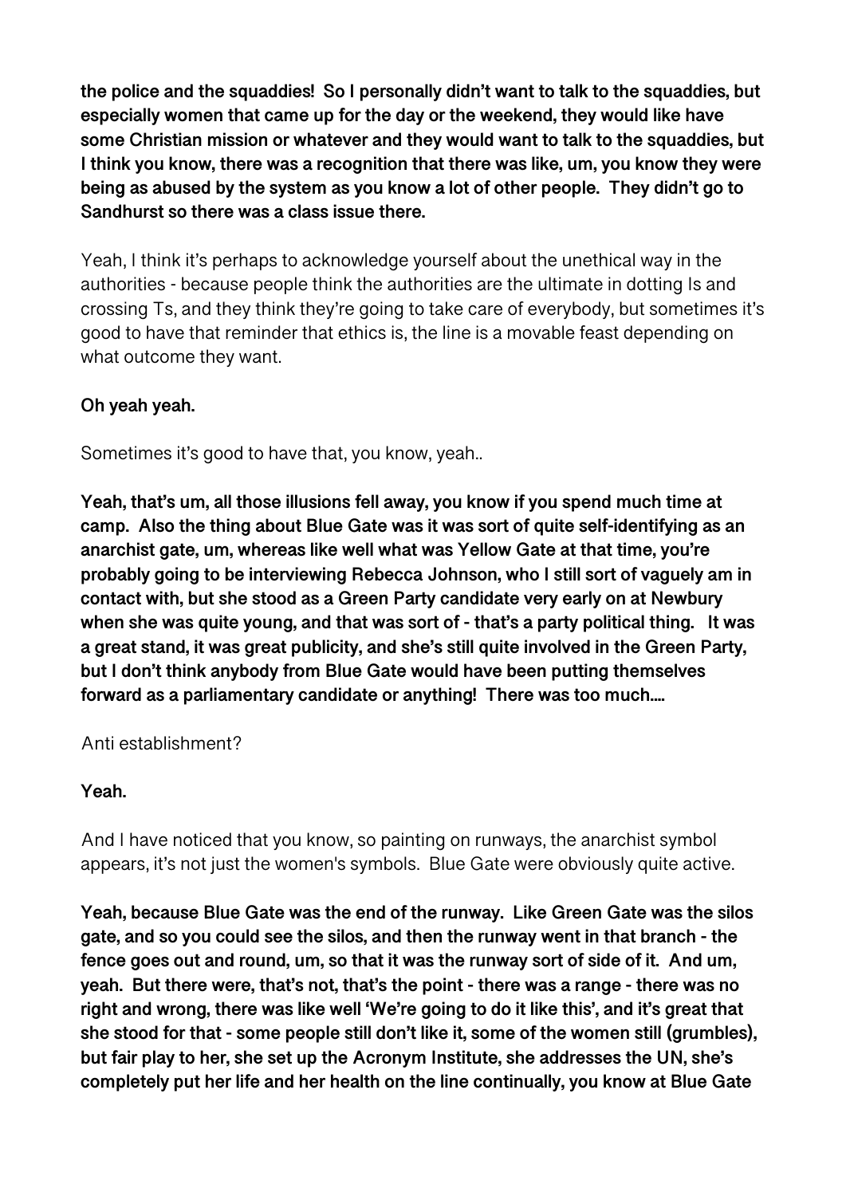**the police and the squaddies! So I personally didn't want to talk to the squaddies, but especially women that came up for the day or the weekend, they would like have some Christian mission or whatever and they would want to talk to the squaddies, but I think you know, there was a recognition that there was like, um, you know they were being as abused by the system as you know a lot of other people. They didn't go to Sandhurst so there was a class issue there.**

Yeah, I think it's perhaps to acknowledge yourself about the unethical way in the authorities - because people think the authorities are the ultimate in dotting Is and crossing Ts, and they think they're going to take care of everybody, but sometimes it's good to have that reminder that ethics is, the line is a movable feast depending on what outcome they want.

**Oh yeah yeah.**

Sometimes it's good to have that, you know, yeah..

**Yeah, that's um, all those illusions fell away, you know if you spend much time at camp. Also the thing about Blue Gate was it was sort of quite self-identifying as an anarchist gate, um, whereas like well what was Yellow Gate at that time, you're probably going to be interviewing Rebecca Johnson, who I still sort of vaguely am in contact with, but she stood as a Green Party candidate very early on at Newbury when she was quite young, and that was sort of - that's a party political thing. It was a great stand, it was great publicity, and she's still quite involved in the Green Party, but I don't think anybody from Blue Gate would have been putting themselves forward as a parliamentary candidate or anything! There was too much....**

Anti establishment?

**Yeah.**

And I have noticed that you know, so painting on runways, the anarchist symbol appears, it's not just the women's symbols. Blue Gate were obviously quite active.

**Yeah, because Blue Gate was the end of the runway. Like Green Gate was the silos gate, and so you could see the silos, and then the runway went in that branch - the fence goes out and round, um, so that it was the runway sort of side of it. And um, yeah. But there were, that's not, that's the point - there was a range - there was no right and wrong, there was like well 'We're going to do it like this', and it's great that she stood for that - some people still don't like it, some of the women still (grumbles), but fair play to her, she set up the Acronym Institute, she addresses the UN, she's completely put her life and her health on the line continually, you know at Blue Gate**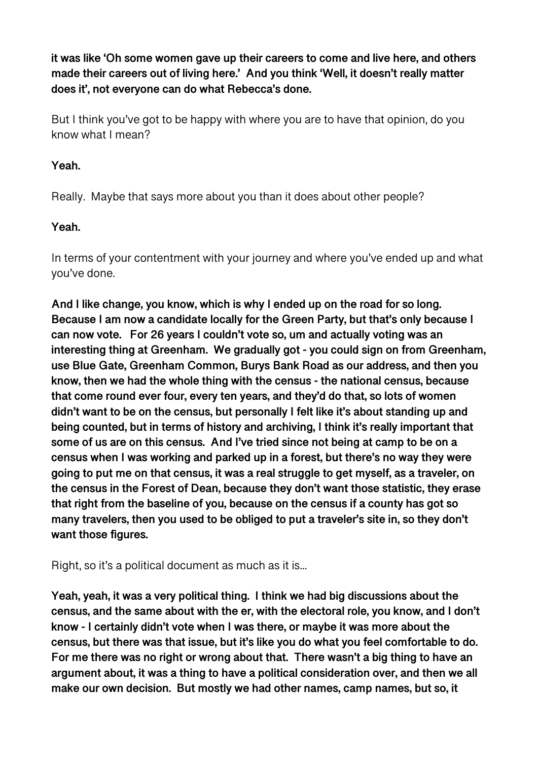**it was like 'Oh some women gave up their careers to come and live here, and others made their careers out of living here.' And you think 'Well, it doesn't really matter does it', not everyone can do what Rebecca's done.**

But I think you've got to be happy with where you are to have that opinion, do you know what I mean?

**Yeah.**

Really. Maybe that says more about you than it does about other people?

**Yeah.**

In terms of your contentment with your journey and where you've ended up and what you've done.

**And I like change, you know, which is why I ended up on the road for so long. Because I am now a candidate locally for the Green Party, but that's only because I can now vote. For 26 years I couldn't vote so, um and actually voting was an interesting thing at Greenham. We gradually got - you could sign on from Greenham, use Blue Gate, Greenham Common, Burys Bank Road as our address, and then you know, then we had the whole thing with the census - the national census, because that come round ever four, every ten years, and they'd do that, so lots of women didn't want to be on the census, but personally I felt like it's about standing up and being counted, but in terms of history and archiving, I think it's really important that some of us are on this census. And I've tried since not being at camp to be on a census when I was working and parked up in a forest, but there's no way they were going to put me on that census, it was a real struggle to get myself, as a traveler, on the census in the Forest of Dean, because they don't want those statistic, they erase that right from the baseline of you, because on the census if a county has got so many travelers, then you used to be obliged to put a traveler's site in, so they don't want those figures.**

Right, so it's a political document as much as it is...

**Yeah, yeah, it was a very political thing. I think we had big discussions about the census, and the same about with the er, with the electoral role, you know, and I don't know - I certainly didn't vote when I was there, or maybe it was more about the census, but there was that issue, but it's like you do what you feel comfortable to do. For me there was no right or wrong about that. There wasn't a big thing to have an argument about, it was a thing to have a political consideration over, and then we all make our own decision. But mostly we had other names, camp names, but so, it**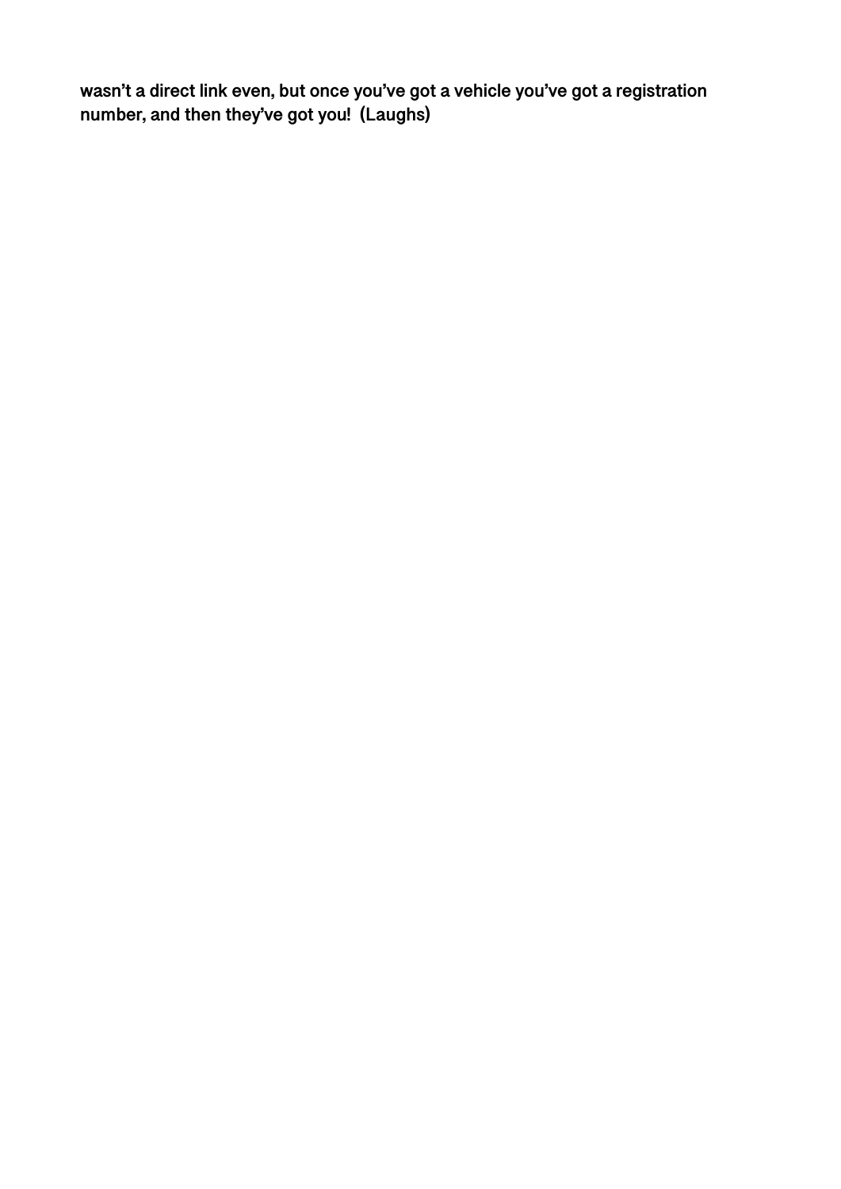**wasn't a direct link even, but once you've got a vehicle you've got a registration number, and then they've got you! (Laughs)**